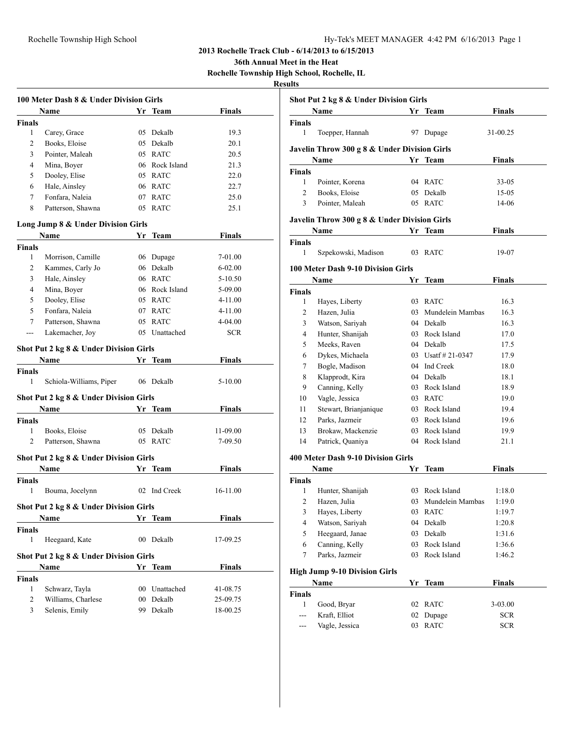# 2013 Rochelle Track Club - 6/14/2013 to 6/15/2013

## 36th Annual Meet in the Heat

### Rochelle Township High School, Rochelle, IL

### Results

#### 100 Meter Dash 8 & Under Division Girls

| | Name | Yr | Team | Finals |
|---|---|---|---|---|
| **Finals** | | | | |
| 1 | Carey, Grace | 05 | Dekalb | 19.3 |
| 2 | Books, Eloise | 05 | Dekalb | 20.1 |
| 3 | Pointer, Maleah | 05 | RATC | 20.5 |
| 4 | Mina, Boyer | 06 | Rock Island | 21.3 |
| 5 | Dooley, Elise | 05 | RATC | 22.0 |
| 6 | Hale, Ainsley | 06 | RATC | 22.7 |
| 7 | Fonfara, Naleia | 07 | RATC | 25.0 |
| 8 | Patterson, Shawna | 05 | RATC | 25.1 |

#### Long Jump 8 & Under Division Girls

| | Name | Yr | Team | Finals |
|---|---|---|---|---|
| **Finals** | | | | |
| 1 | Morrison, Camille | 06 | Dupage | 7-01.00 |
| 2 | Kammes, Carly Jo | 06 | Dekalb | 6-02.00 |
| 3 | Hale, Ainsley | 06 | RATC | 5-10.50 |
| 4 | Mina, Boyer | 06 | Rock Island | 5-09.00 |
| 5 | Dooley, Elise | 05 | RATC | 4-11.00 |
| 5 | Fonfara, Naleia | 07 | RATC | 4-11.00 |
| 7 | Patterson, Shawna | 05 | RATC | 4-04.00 |
| --- | Lakemacher, Joy | 05 | Unattached | SCR |

#### Shot Put 2 kg 8 & Under Division Girls

| | Name | Yr | Team | Finals |
|---|---|---|---|---|
| **Finals** | | | | |
| 1 | Schiola-Williams, Piper | 06 | Dekalb | 5-10.00 |

#### Shot Put 2 kg 8 & Under Division Girls

| | Name | Yr | Team | Finals |
|---|---|---|---|---|
| **Finals** | | | | |
| 1 | Books, Eloise | 05 | Dekalb | 11-09.00 |
| 2 | Patterson, Shawna | 05 | RATC | 7-09.50 |

#### Shot Put 2 kg 8 & Under Division Girls

| | Name | Yr | Team | Finals |
|---|---|---|---|---|
| **Finals** | | | | |
| 1 | Bouma, Jocelynn | 02 | Ind Creek | 16-11.00 |

#### Shot Put 2 kg 8 & Under Division Girls

| | Name | Yr | Team | Finals |
|---|---|---|---|---|
| **Finals** | | | | |
| 1 | Heegaard, Kate | 00 | Dekalb | 17-09.25 |

#### Shot Put 2 kg 8 & Under Division Girls

| | Name | Yr | Team | Finals |
|---|---|---|---|---|
| **Finals** | | | | |
| 1 | Schwarz, Tayla | 00 | Unattached | 41-08.75 |
| 2 | Williams, Charlese | 00 | Dekalb | 25-09.75 |
| 3 | Selenis, Emily | 99 | Dekalb | 18-00.25 |

#### Shot Put 2 kg 8 & Under Division Girls

| | Name | Yr | Team | Finals |
|---|---|---|---|---|
| **Finals** | | | | |
| 1 | Toepper, Hannah | 97 | Dupage | 31-00.25 |

#### Javelin Throw 300 g 8 & Under Division Girls

| | Name | Yr | Team | Finals |
|---|---|---|---|---|
| **Finals** | | | | |
| 1 | Pointer, Korena | 04 | RATC | 33-05 |
| 2 | Books, Eloise | 05 | Dekalb | 15-05 |
| 3 | Pointer, Maleah | 05 | RATC | 14-06 |

#### Javelin Throw 300 g 8 & Under Division Girls

| | Name | Yr | Team | Finals |
|---|---|---|---|---|
| **Finals** | | | | |
| 1 | Szpekowski, Madison | 03 | RATC | 19-07 |

#### 100 Meter Dash 9-10 Division Girls

| | Name | Yr | Team | Finals |
|---|---|---|---|---|
| **Finals** | | | | |
| 1 | Hayes, Liberty | 03 | RATC | 16.3 |
| 2 | Hazen, Julia | 03 | Mundelein Mambas | 16.3 |
| 3 | Watson, Sariyah | 04 | Dekalb | 16.3 |
| 4 | Hunter, Shanijah | 03 | Rock Island | 17.0 |
| 5 | Meeks, Raven | 04 | Dekalb | 17.5 |
| 6 | Dykes, Michaela | 03 | Usatf # 21-0347 | 17.9 |
| 7 | Bogle, Madison | 04 | Ind Creek | 18.0 |
| 8 | Klapprodt, Kira | 04 | Dekalb | 18.1 |
| 9 | Canning, Kelly | 03 | Rock Island | 18.9 |
| 10 | Vagle, Jessica | 03 | RATC | 19.0 |
| 11 | Stewart, Brianjanique | 03 | Rock Island | 19.4 |
| 12 | Parks, Jazmeir | 03 | Rock Island | 19.6 |
| 13 | Brokaw, Mackenzie | 03 | Rock Island | 19.9 |
| 14 | Patrick, Quaniya | 04 | Rock Island | 21.1 |

#### 400 Meter Dash 9-10 Division Girls

| | Name | Yr | Team | Finals |
|---|---|---|---|---|
| **Finals** | | | | |
| 1 | Hunter, Shanijah | 03 | Rock Island | 1:18.0 |
| 2 | Hazen, Julia | 03 | Mundelein Mambas | 1:19.0 |
| 3 | Hayes, Liberty | 03 | RATC | 1:19.7 |
| 4 | Watson, Sariyah | 04 | Dekalb | 1:20.8 |
| 5 | Heegaard, Janae | 03 | Dekalb | 1:31.6 |
| 6 | Canning, Kelly | 03 | Rock Island | 1:36.6 |
| 7 | Parks, Jazmeir | 03 | Rock Island | 1:46.2 |

#### High Jump 9-10 Division Girls

| | Name | Yr | Team | Finals |
|---|---|---|---|---|
| **Finals** | | | | |
| 1 | Good, Bryar | 02 | RATC | 3-03.00 |
| --- | Kraft, Elliot | 02 | Dupage | SCR |
| --- | Vagle, Jessica | 03 | RATC | SCR |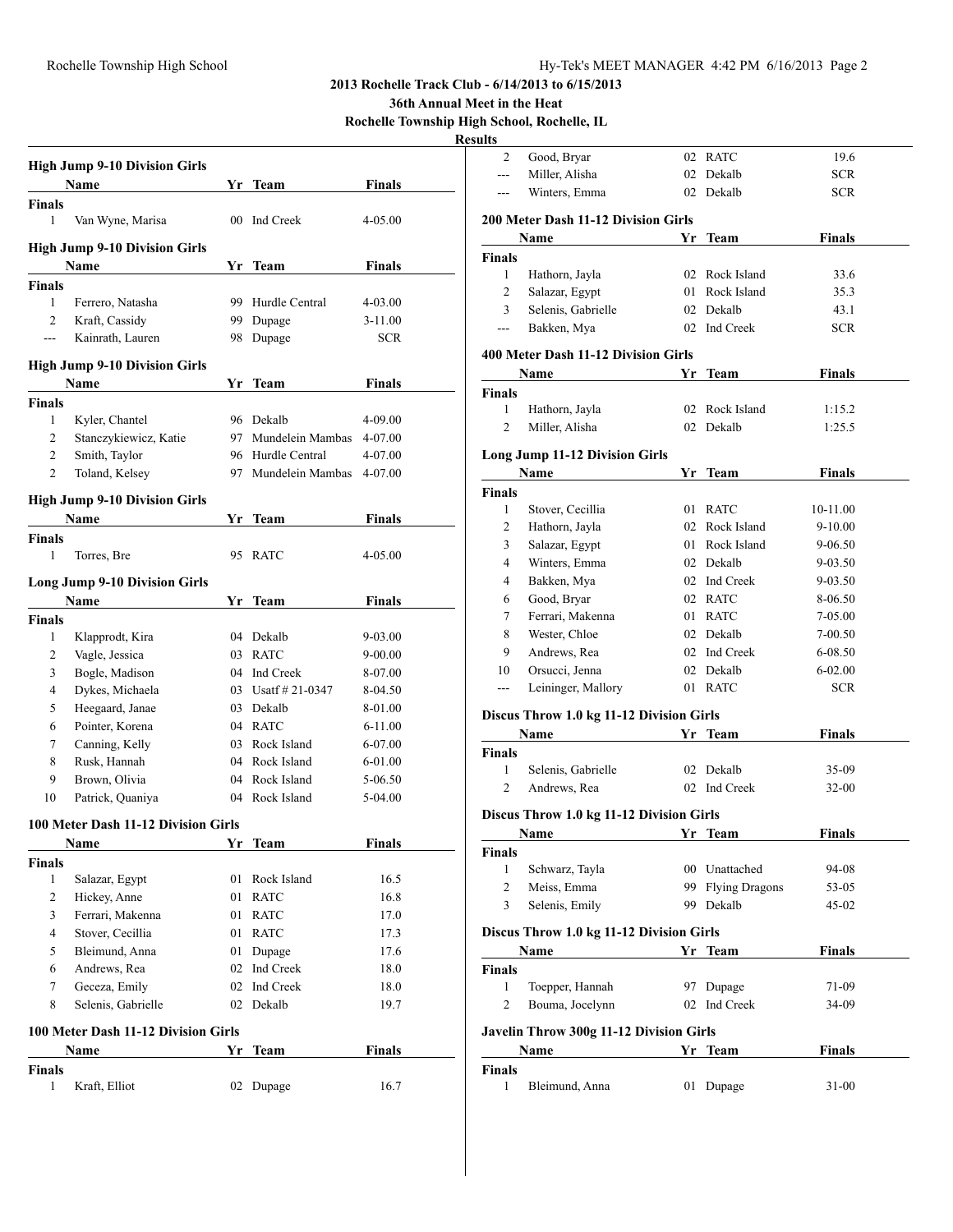## 2013 Rochelle Track Club - 6/14/2013 to 6/15/2013

### 36th Annual Meet in the Heat

### Rochelle Township High School, Rochelle, IL

### Results

**High Jump 9-10 Division Girls**

| | Name | Yr | Team | Finals |
|---|---|---|---|---|
| **Finals** | | | | |
| 1 | Van Wyne, Marisa | 00 | Ind Creek | 4-05.00 |

**High Jump 9-10 Division Girls**

| | Name | Yr | Team | Finals |
|---|---|---|---|---|
| **Finals** | | | | |
| 1 | Ferrero, Natasha | 99 | Hurdle Central | 4-03.00 |
| 2 | Kraft, Cassidy | 99 | Dupage | 3-11.00 |
| --- | Kainrath, Lauren | 98 | Dupage | SCR |

**High Jump 9-10 Division Girls**

| | Name | Yr | Team | Finals |
|---|---|---|---|---|
| **Finals** | | | | |
| 1 | Kyler, Chantel | 96 | Dekalb | 4-09.00 |
| 2 | Stanczykiewicz, Katie | 97 | Mundelein Mambas | 4-07.00 |
| 2 | Smith, Taylor | 96 | Hurdle Central | 4-07.00 |
| 2 | Toland, Kelsey | 97 | Mundelein Mambas | 4-07.00 |

**High Jump 9-10 Division Girls**

| | Name | Yr | Team | Finals |
|---|---|---|---|---|
| **Finals** | | | | |
| 1 | Torres, Bre | 95 | RATC | 4-05.00 |

**Long Jump 9-10 Division Girls**

| | Name | Yr | Team | Finals |
|---|---|---|---|---|
| **Finals** | | | | |
| 1 | Klapprodt, Kira | 04 | Dekalb | 9-03.00 |
| 2 | Vagle, Jessica | 03 | RATC | 9-00.00 |
| 3 | Bogle, Madison | 04 | Ind Creek | 8-07.00 |
| 4 | Dykes, Michaela | 03 | Usatf # 21-0347 | 8-04.50 |
| 5 | Heegaard, Janae | 03 | Dekalb | 8-01.00 |
| 6 | Pointer, Korena | 04 | RATC | 6-11.00 |
| 7 | Canning, Kelly | 03 | Rock Island | 6-07.00 |
| 8 | Rusk, Hannah | 04 | Rock Island | 6-01.00 |
| 9 | Brown, Olivia | 04 | Rock Island | 5-06.50 |
| 10 | Patrick, Quaniya | 04 | Rock Island | 5-04.00 |

**100 Meter Dash 11-12 Division Girls**

| | Name | Yr | Team | Finals |
|---|---|---|---|---|
| **Finals** | | | | |
| 1 | Salazar, Egypt | 01 | Rock Island | 16.5 |
| 2 | Hickey, Anne | 01 | RATC | 16.8 |
| 3 | Ferrari, Makenna | 01 | RATC | 17.0 |
| 4 | Stover, Cecillia | 01 | RATC | 17.3 |
| 5 | Bleimund, Anna | 01 | Dupage | 17.6 |
| 6 | Andrews, Rea | 02 | Ind Creek | 18.0 |
| 7 | Geceza, Emily | 02 | Ind Creek | 18.0 |
| 8 | Selenis, Gabrielle | 02 | Dekalb | 19.7 |

**100 Meter Dash 11-12 Division Girls**

| | Name | Yr | Team | Finals |
|---|---|---|---|---|
| **Finals** | | | | |
| 1 | Kraft, Elliot | 02 | Dupage | 16.7 |
| 2 | Good, Bryar | 02 | RATC | 19.6 |
| --- | Miller, Alisha | 02 | Dekalb | SCR |
| --- | Winters, Emma | 02 | Dekalb | SCR |

**200 Meter Dash 11-12 Division Girls**

| | Name | Yr | Team | Finals |
|---|---|---|---|---|
| **Finals** | | | | |
| 1 | Hathorn, Jayla | 02 | Rock Island | 33.6 |
| 2 | Salazar, Egypt | 01 | Rock Island | 35.3 |
| 3 | Selenis, Gabrielle | 02 | Dekalb | 43.1 |
| --- | Bakken, Mya | 02 | Ind Creek | SCR |

**400 Meter Dash 11-12 Division Girls**

| | Name | Yr | Team | Finals |
|---|---|---|---|---|
| **Finals** | | | | |
| 1 | Hathorn, Jayla | 02 | Rock Island | 1:15.2 |
| 2 | Miller, Alisha | 02 | Dekalb | 1:25.5 |

**Long Jump 11-12 Division Girls**

| | Name | Yr | Team | Finals |
|---|---|---|---|---|
| **Finals** | | | | |
| 1 | Stover, Cecillia | 01 | RATC | 10-11.00 |
| 2 | Hathorn, Jayla | 02 | Rock Island | 9-10.00 |
| 3 | Salazar, Egypt | 01 | Rock Island | 9-06.50 |
| 4 | Winters, Emma | 02 | Dekalb | 9-03.50 |
| 4 | Bakken, Mya | 02 | Ind Creek | 9-03.50 |
| 6 | Good, Bryar | 02 | RATC | 8-06.50 |
| 7 | Ferrari, Makenna | 01 | RATC | 7-05.00 |
| 8 | Wester, Chloe | 02 | Dekalb | 7-00.50 |
| 9 | Andrews, Rea | 02 | Ind Creek | 6-08.50 |
| 10 | Orsucci, Jenna | 02 | Dekalb | 6-02.00 |
| --- | Leininger, Mallory | 01 | RATC | SCR |

**Discus Throw 1.0 kg 11-12 Division Girls**

| | Name | Yr | Team | Finals |
|---|---|---|---|---|
| **Finals** | | | | |
| 1 | Selenis, Gabrielle | 02 | Dekalb | 35-09 |
| 2 | Andrews, Rea | 02 | Ind Creek | 32-00 |

**Discus Throw 1.0 kg 11-12 Division Girls**

| | Name | Yr | Team | Finals |
|---|---|---|---|---|
| **Finals** | | | | |
| 1 | Schwarz, Tayla | 00 | Unattached | 94-08 |
| 2 | Meiss, Emma | 99 | Flying Dragons | 53-05 |
| 3 | Selenis, Emily | 99 | Dekalb | 45-02 |

**Discus Throw 1.0 kg 11-12 Division Girls**

| | Name | Yr | Team | Finals |
|---|---|---|---|---|
| **Finals** | | | | |
| 1 | Toepper, Hannah | 97 | Dupage | 71-09 |
| 2 | Bouma, Jocelynn | 02 | Ind Creek | 34-09 |

**Javelin Throw 300g 11-12 Division Girls**

| | Name | Yr | Team | Finals |
|---|---|---|---|---|
| **Finals** | | | | |
| 1 | Bleimund, Anna | 01 | Dupage | 31-00 |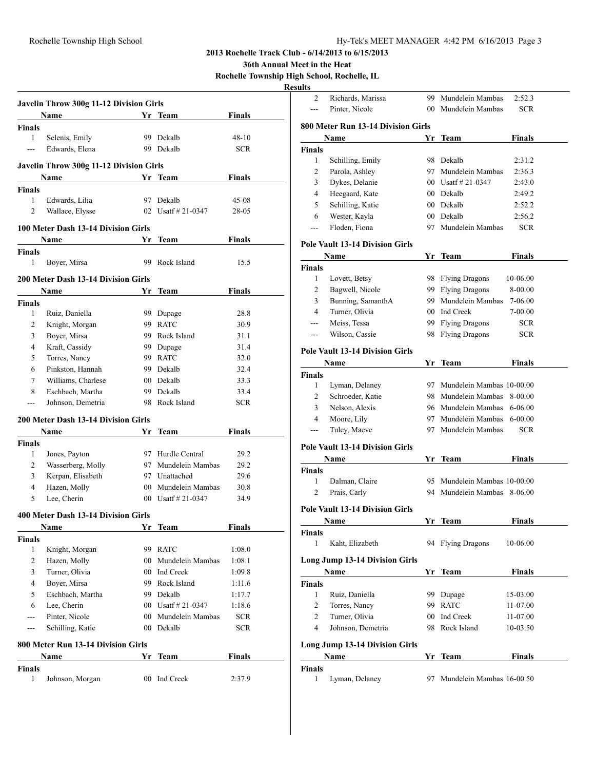## 2013 Rochelle Track Club - 6/14/2013 to 6/15/2013

### 36th Annual Meet in the Heat

**Rochelle Township High School, Rochelle, IL**

**Results**

#### Javelin Throw 300g 11-12 Division Girls

| | Name | Yr | Team | Finals |
|---|---|---|---|---|
| **Finals** | | | | |
| 1 | Selenis, Emily | 99 | Dekalb | 48-10 |
| --- | Edwards, Elena | 99 | Dekalb | SCR |

#### Javelin Throw 300g 11-12 Division Girls

| | Name | Yr | Team | Finals |
|---|---|---|---|---|
| **Finals** | | | | |
| 1 | Edwards, Lilia | 97 | Dekalb | 45-08 |
| 2 | Wallace, Elysse | 02 | Usatf # 21-0347 | 28-05 |

#### 100 Meter Dash 13-14 Division Girls

| | Name | Yr | Team | Finals |
|---|---|---|---|---|
| **Finals** | | | | |
| 1 | Boyer, Mirsa | 99 | Rock Island | 15.5 |

#### 200 Meter Dash 13-14 Division Girls

| | Name | Yr | Team | Finals |
|---|---|---|---|---|
| **Finals** | | | | |
| 1 | Ruiz, Daniella | 99 | Dupage | 28.8 |
| 2 | Knight, Morgan | 99 | RATC | 30.9 |
| 3 | Boyer, Mirsa | 99 | Rock Island | 31.1 |
| 4 | Kraft, Cassidy | 99 | Dupage | 31.4 |
| 5 | Torres, Nancy | 99 | RATC | 32.0 |
| 6 | Pinkston, Hannah | 99 | Dekalb | 32.4 |
| 7 | Williams, Charlese | 00 | Dekalb | 33.3 |
| 8 | Eschbach, Martha | 99 | Dekalb | 33.4 |
| --- | Johnson, Demetria | 98 | Rock Island | SCR |

#### 200 Meter Dash 13-14 Division Girls

| | Name | Yr | Team | Finals |
|---|---|---|---|---|
| **Finals** | | | | |
| 1 | Jones, Payton | 97 | Hurdle Central | 29.2 |
| 2 | Wasserberg, Molly | 97 | Mundelein Mambas | 29.2 |
| 3 | Kerpan, Elisabeth | 97 | Unattached | 29.6 |
| 4 | Hazen, Molly | 00 | Mundelein Mambas | 30.8 |
| 5 | Lee, Cherin | 00 | Usatf # 21-0347 | 34.9 |

#### 400 Meter Dash 13-14 Division Girls

| | Name | Yr | Team | Finals |
|---|---|---|---|---|
| **Finals** | | | | |
| 1 | Knight, Morgan | 99 | RATC | 1:08.0 |
| 2 | Hazen, Molly | 00 | Mundelein Mambas | 1:08.1 |
| 3 | Turner, Olivia | 00 | Ind Creek | 1:09.8 |
| 4 | Boyer, Mirsa | 99 | Rock Island | 1:11.6 |
| 5 | Eschbach, Martha | 99 | Dekalb | 1:17.7 |
| 6 | Lee, Cherin | 00 | Usatf # 21-0347 | 1:18.6 |
| --- | Pinter, Nicole | 00 | Mundelein Mambas | SCR |
| --- | Schilling, Katie | 00 | Dekalb | SCR |

#### 800 Meter Run 13-14 Division Girls

| | Name | Yr | Team | Finals |
|---|---|---|---|---|
| **Finals** | | | | |
| 1 | Johnson, Morgan | 00 | Ind Creek | 2:37.9 |
| 2 | Richards, Marissa | 99 | Mundelein Mambas | 2:52.3 |
| --- | Pinter, Nicole | 00 | Mundelein Mambas | SCR |

#### 800 Meter Run 13-14 Division Girls

| | Name | Yr | Team | Finals |
|---|---|---|---|---|
| **Finals** | | | | |
| 1 | Schilling, Emily | 98 | Dekalb | 2:31.2 |
| 2 | Parola, Ashley | 97 | Mundelein Mambas | 2:36.3 |
| 3 | Dykes, Delanie | 00 | Usatf # 21-0347 | 2:43.0 |
| 4 | Heegaard, Kate | 00 | Dekalb | 2:49.2 |
| 5 | Schilling, Katie | 00 | Dekalb | 2:52.2 |
| 6 | Wester, Kayla | 00 | Dekalb | 2:56.2 |
| --- | Floden, Fiona | 97 | Mundelein Mambas | SCR |

#### Pole Vault 13-14 Division Girls

| | Name | Yr | Team | Finals |
|---|---|---|---|---|
| **Finals** | | | | |
| 1 | Lovett, Betsy | 98 | Flying Dragons | 10-06.00 |
| 2 | Bagwell, Nicole | 99 | Flying Dragons | 8-00.00 |
| 3 | Bunning, SamanthA | 99 | Mundelein Mambas | 7-06.00 |
| 4 | Turner, Olivia | 00 | Ind Creek | 7-00.00 |
| --- | Meiss, Tessa | 99 | Flying Dragons | SCR |
| --- | Wilson, Cassie | 98 | Flying Dragons | SCR |

#### Pole Vault 13-14 Division Girls

| | Name | Yr | Team | Finals |
|---|---|---|---|---|
| **Finals** | | | | |
| 1 | Lyman, Delaney | 97 | Mundelein Mambas | 10-00.00 |
| 2 | Schroeder, Katie | 98 | Mundelein Mambas | 8-00.00 |
| 3 | Nelson, Alexis | 96 | Mundelein Mambas | 6-06.00 |
| 4 | Moore, Lily | 97 | Mundelein Mambas | 6-00.00 |
| --- | Tuley, Maeve | 97 | Mundelein Mambas | SCR |

#### Pole Vault 13-14 Division Girls

| | Name | Yr | Team | Finals |
|---|---|---|---|---|
| **Finals** | | | | |
| 1 | Dalman, Claire | 95 | Mundelein Mambas | 10-00.00 |
| 2 | Prais, Carly | 94 | Mundelein Mambas | 8-06.00 |

#### Pole Vault 13-14 Division Girls

| | Name | Yr | Team | Finals |
|---|---|---|---|---|
| **Finals** | | | | |
| 1 | Kaht, Elizabeth | 94 | Flying Dragons | 10-06.00 |

#### Long Jump 13-14 Division Girls

| | Name | Yr | Team | Finals |
|---|---|---|---|---|
| **Finals** | | | | |
| 1 | Ruiz, Daniella | 99 | Dupage | 15-03.00 |
| 2 | Torres, Nancy | 99 | RATC | 11-07.00 |
| 2 | Turner, Olivia | 00 | Ind Creek | 11-07.00 |
| 4 | Johnson, Demetria | 98 | Rock Island | 10-03.50 |

#### Long Jump 13-14 Division Girls

| | Name | Yr | Team | Finals |
|---|---|---|---|---|
| **Finals** | | | | |
| 1 | Lyman, Delaney | 97 | Mundelein Mambas | 16-00.50 |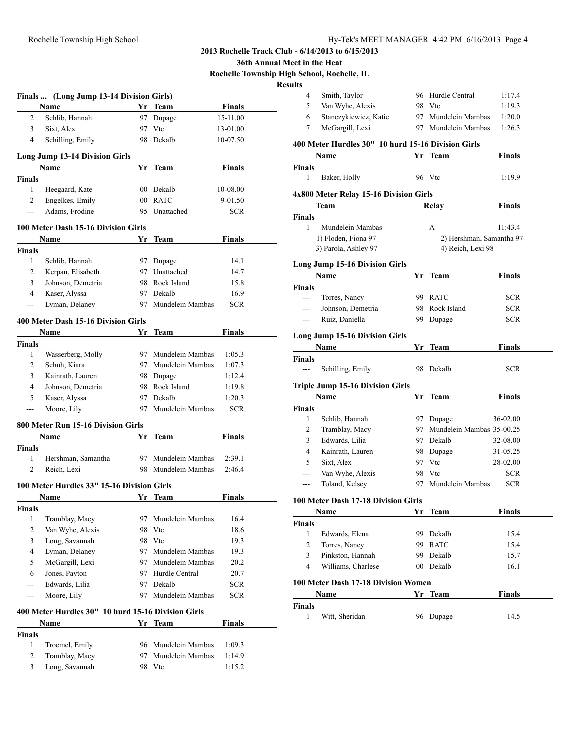# 2013 Rochelle Track Club - 6/14/2013 to 6/15/2013

## 36th Annual Meet in the Heat

### Rochelle Township High School, Rochelle, IL

### Results

#### Finals ... (Long Jump 13-14 Division Girls)

| | Name | Yr | Team | Finals |
|---|---|---|---|---|
| 2 | Schlib, Hannah | 97 | Dupage | 15-11.00 |
| 3 | Sixt, Alex | 97 | Vtc | 13-01.00 |
| 4 | Schilling, Emily | 98 | Dekalb | 10-07.50 |

#### Long Jump 13-14 Division Girls

| | Name | Yr | Team | Finals |
|---|---|---|---|---|
| **Finals** | | | | |
| 1 | Heegaard, Kate | 00 | Dekalb | 10-08.00 |
| 2 | Engelkes, Emily | 00 | RATC | 9-01.50 |
| --- | Adams, Frodine | 95 | Unattached | SCR |

#### 100 Meter Dash 15-16 Division Girls

| | Name | Yr | Team | Finals |
|---|---|---|---|---|
| **Finals** | | | | |
| 1 | Schlib, Hannah | 97 | Dupage | 14.1 |
| 2 | Kerpan, Elisabeth | 97 | Unattached | 14.7 |
| 3 | Johnson, Demetria | 98 | Rock Island | 15.8 |
| 4 | Kaser, Alyssa | 97 | Dekalb | 16.9 |
| --- | Lyman, Delaney | 97 | Mundelein Mambas | SCR |

#### 400 Meter Dash 15-16 Division Girls

| | Name | Yr | Team | Finals |
|---|---|---|---|---|
| **Finals** | | | | |
| 1 | Wasserberg, Molly | 97 | Mundelein Mambas | 1:05.3 |
| 2 | Schuh, Kiara | 97 | Mundelein Mambas | 1:07.3 |
| 3 | Kainrath, Lauren | 98 | Dupage | 1:12.4 |
| 4 | Johnson, Demetria | 98 | Rock Island | 1:19.8 |
| 5 | Kaser, Alyssa | 97 | Dekalb | 1:20.3 |
| --- | Moore, Lily | 97 | Mundelein Mambas | SCR |

#### 800 Meter Run 15-16 Division Girls

| | Name | Yr | Team | Finals |
|---|---|---|---|---|
| **Finals** | | | | |
| 1 | Hershman, Samantha | 97 | Mundelein Mambas | 2:39.1 |
| 2 | Reich, Lexi | 98 | Mundelein Mambas | 2:46.4 |

#### 100 Meter Hurdles 33" 15-16 Division Girls

| | Name | Yr | Team | Finals |
|---|---|---|---|---|
| **Finals** | | | | |
| 1 | Tramblay, Macy | 97 | Mundelein Mambas | 16.4 |
| 2 | Van Wyhe, Alexis | 98 | Vtc | 18.6 |
| 3 | Long, Savannah | 98 | Vtc | 19.3 |
| 4 | Lyman, Delaney | 97 | Mundelein Mambas | 19.3 |
| 5 | McGargill, Lexi | 97 | Mundelein Mambas | 20.2 |
| 6 | Jones, Payton | 97 | Hurdle Central | 20.7 |
| --- | Edwards, Lilia | 97 | Dekalb | SCR |
| --- | Moore, Lily | 97 | Mundelein Mambas | SCR |

#### 400 Meter Hurdles 30" 10 hurd 15-16 Division Girls

| | Name | Yr | Team | Finals |
|---|---|---|---|---|
| **Finals** | | | | |
| 1 | Troemel, Emily | 96 | Mundelein Mambas | 1:09.3 |
| 2 | Tramblay, Macy | 97 | Mundelein Mambas | 1:14.9 |
| 3 | Long, Savannah | 98 | Vtc | 1:15.2 |
| 4 | Smith, Taylor | 96 | Hurdle Central | 1:17.4 |
| 5 | Van Wyhe, Alexis | 98 | Vtc | 1:19.3 |
| 6 | Stanczykiewicz, Katie | 97 | Mundelein Mambas | 1:20.0 |
| 7 | McGargill, Lexi | 97 | Mundelein Mambas | 1:26.3 |

#### 400 Meter Hurdles 30" 10 hurd 15-16 Division Girls

| | Name | Yr | Team | Finals |
|---|---|---|---|---|
| **Finals** | | | | |
| 1 | Baker, Holly | 96 | Vtc | 1:19.9 |

#### 4x800 Meter Relay 15-16 Division Girls

| | Team | Relay | Finals |
|---|---|---|---|
| **Finals** | | | |
| 1 | Mundelein Mambas | A | 11:43.4 |
| | 1) Floden, Fiona 97 | 2) Hershman, Samantha 97 | |
| | 3) Parola, Ashley 97 | 4) Reich, Lexi 98 | |

#### Long Jump 15-16 Division Girls

| | Name | Yr | Team | Finals |
|---|---|---|---|---|
| **Finals** | | | | |
| --- | Torres, Nancy | 99 | RATC | SCR |
| --- | Johnson, Demetria | 98 | Rock Island | SCR |
| --- | Ruiz, Daniella | 99 | Dupage | SCR |

#### Long Jump 15-16 Division Girls

| | Name | Yr | Team | Finals |
|---|---|---|---|---|
| **Finals** | | | | |
| --- | Schilling, Emily | 98 | Dekalb | SCR |

#### Triple Jump 15-16 Division Girls

| | Name | Yr | Team | Finals |
|---|---|---|---|---|
| **Finals** | | | | |
| 1 | Schlib, Hannah | 97 | Dupage | 36-02.00 |
| 2 | Tramblay, Macy | 97 | Mundelein Mambas | 35-00.25 |
| 3 | Edwards, Lilia | 97 | Dekalb | 32-08.00 |
| 4 | Kainrath, Lauren | 98 | Dupage | 31-05.25 |
| 5 | Sixt, Alex | 97 | Vtc | 28-02.00 |
| --- | Van Wyhe, Alexis | 98 | Vtc | SCR |
| --- | Toland, Kelsey | 97 | Mundelein Mambas | SCR |

#### 100 Meter Dash 17-18 Division Girls

| | Name | Yr | Team | Finals |
|---|---|---|---|---|
| **Finals** | | | | |
| 1 | Edwards, Elena | 99 | Dekalb | 15.4 |
| 2 | Torres, Nancy | 99 | RATC | 15.4 |
| 3 | Pinkston, Hannah | 99 | Dekalb | 15.7 |
| 4 | Williams, Charlese | 00 | Dekalb | 16.1 |

#### 100 Meter Dash 17-18 Division Women

| | Name | Yr | Team | Finals |
|---|---|---|---|---|
| **Finals** | | | | |
| 1 | Witt, Sheridan | 96 | Dupage | 14.5 |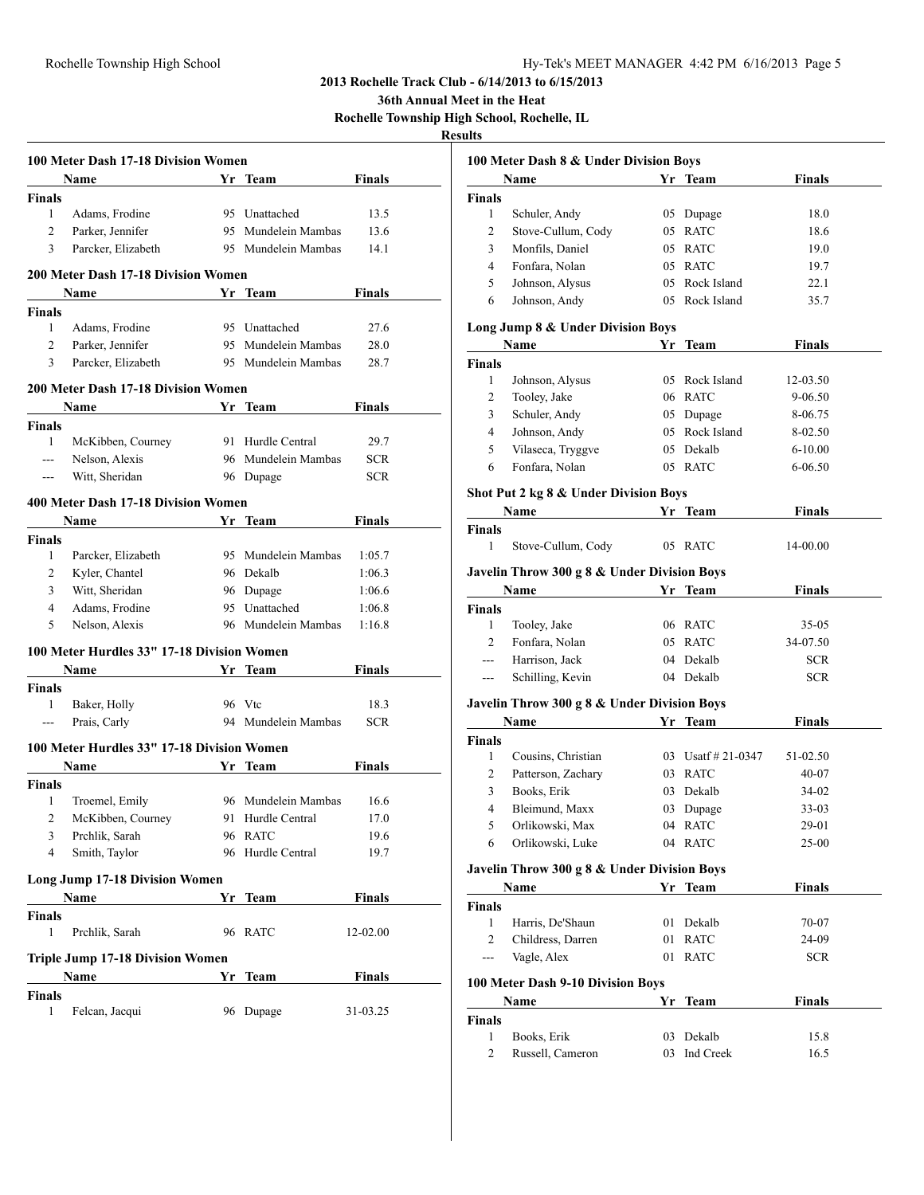## 2013 Rochelle Track Club - 6/14/2013 to 6/15/2013

### 36th Annual Meet in the Heat

### Rochelle Township High School, Rochelle, IL

### Results

**100 Meter Dash 17-18 Division Women**

| | Name | Yr | Team | Finals |
|---|---|---|---|---|
| **Finals** | | | | |
| 1 | Adams, Frodine | 95 | Unattached | 13.5 |
| 2 | Parker, Jennifer | 95 | Mundelein Mambas | 13.6 |
| 3 | Parcker, Elizabeth | 95 | Mundelein Mambas | 14.1 |

**200 Meter Dash 17-18 Division Women**

| | Name | Yr | Team | Finals |
|---|---|---|---|---|
| **Finals** | | | | |
| 1 | Adams, Frodine | 95 | Unattached | 27.6 |
| 2 | Parker, Jennifer | 95 | Mundelein Mambas | 28.0 |
| 3 | Parcker, Elizabeth | 95 | Mundelein Mambas | 28.7 |

**200 Meter Dash 17-18 Division Women**

| | Name | Yr | Team | Finals |
|---|---|---|---|---|
| **Finals** | | | | |
| 1 | McKibben, Courney | 91 | Hurdle Central | 29.7 |
| --- | Nelson, Alexis | 96 | Mundelein Mambas | SCR |
| --- | Witt, Sheridan | 96 | Dupage | SCR |

**400 Meter Dash 17-18 Division Women**

| | Name | Yr | Team | Finals |
|---|---|---|---|---|
| **Finals** | | | | |
| 1 | Parcker, Elizabeth | 95 | Mundelein Mambas | 1:05.7 |
| 2 | Kyler, Chantel | 96 | Dekalb | 1:06.3 |
| 3 | Witt, Sheridan | 96 | Dupage | 1:06.6 |
| 4 | Adams, Frodine | 95 | Unattached | 1:06.8 |
| 5 | Nelson, Alexis | 96 | Mundelein Mambas | 1:16.8 |

**100 Meter Hurdles 33" 17-18 Division Women**

| | Name | Yr | Team | Finals |
|---|---|---|---|---|
| **Finals** | | | | |
| 1 | Baker, Holly | 96 | Vtc | 18.3 |
| --- | Prais, Carly | 94 | Mundelein Mambas | SCR |

**100 Meter Hurdles 33" 17-18 Division Women**

| | Name | Yr | Team | Finals |
|---|---|---|---|---|
| **Finals** | | | | |
| 1 | Troemel, Emily | 96 | Mundelein Mambas | 16.6 |
| 2 | McKibben, Courney | 91 | Hurdle Central | 17.0 |
| 3 | Prchlik, Sarah | 96 | RATC | 19.6 |
| 4 | Smith, Taylor | 96 | Hurdle Central | 19.7 |

**Long Jump 17-18 Division Women**

| | Name | Yr | Team | Finals |
|---|---|---|---|---|
| **Finals** | | | | |
| 1 | Prchlik, Sarah | 96 | RATC | 12-02.00 |

**Triple Jump 17-18 Division Women**

| | Name | Yr | Team | Finals |
|---|---|---|---|---|
| **Finals** | | | | |
| 1 | Felcan, Jacqui | 96 | Dupage | 31-03.25 |

**100 Meter Dash 8 & Under Division Boys**

| | Name | Yr | Team | Finals |
|---|---|---|---|---|
| **Finals** | | | | |
| 1 | Schuler, Andy | 05 | Dupage | 18.0 |
| 2 | Stove-Cullum, Cody | 05 | RATC | 18.6 |
| 3 | Monfils, Daniel | 05 | RATC | 19.0 |
| 4 | Fonfara, Nolan | 05 | RATC | 19.7 |
| 5 | Johnson, Alysus | 05 | Rock Island | 22.1 |
| 6 | Johnson, Andy | 05 | Rock Island | 35.7 |

**Long Jump 8 & Under Division Boys**

| | Name | Yr | Team | Finals |
|---|---|---|---|---|
| **Finals** | | | | |
| 1 | Johnson, Alysus | 05 | Rock Island | 12-03.50 |
| 2 | Tooley, Jake | 06 | RATC | 9-06.50 |
| 3 | Schuler, Andy | 05 | Dupage | 8-06.75 |
| 4 | Johnson, Andy | 05 | Rock Island | 8-02.50 |
| 5 | Vilaseca, Tryggve | 05 | Dekalb | 6-10.00 |
| 6 | Fonfara, Nolan | 05 | RATC | 6-06.50 |

**Shot Put 2 kg 8 & Under Division Boys**

| | Name | Yr | Team | Finals |
|---|---|---|---|---|
| **Finals** | | | | |
| 1 | Stove-Cullum, Cody | 05 | RATC | 14-00.00 |

**Javelin Throw 300 g 8 & Under Division Boys**

| | Name | Yr | Team | Finals |
|---|---|---|---|---|
| **Finals** | | | | |
| 1 | Tooley, Jake | 06 | RATC | 35-05 |
| 2 | Fonfara, Nolan | 05 | RATC | 34-07.50 |
| --- | Harrison, Jack | 04 | Dekalb | SCR |
| --- | Schilling, Kevin | 04 | Dekalb | SCR |

**Javelin Throw 300 g 8 & Under Division Boys**

| | Name | Yr | Team | Finals |
|---|---|---|---|---|
| **Finals** | | | | |
| 1 | Cousins, Christian | 03 | Usatf # 21-0347 | 51-02.50 |
| 2 | Patterson, Zachary | 03 | RATC | 40-07 |
| 3 | Books, Erik | 03 | Dekalb | 34-02 |
| 4 | Bleimund, Maxx | 03 | Dupage | 33-03 |
| 5 | Orlikowski, Max | 04 | RATC | 29-01 |
| 6 | Orlikowski, Luke | 04 | RATC | 25-00 |

**Javelin Throw 300 g 8 & Under Division Boys**

| | Name | Yr | Team | Finals |
|---|---|---|---|---|
| **Finals** | | | | |
| 1 | Harris, De'Shaun | 01 | Dekalb | 70-07 |
| 2 | Childress, Darren | 01 | RATC | 24-09 |
| --- | Vagle, Alex | 01 | RATC | SCR |

**100 Meter Dash 9-10 Division Boys**

| | Name | Yr | Team | Finals |
|---|---|---|---|---|
| **Finals** | | | | |
| 1 | Books, Erik | 03 | Dekalb | 15.8 |
| 2 | Russell, Cameron | 03 | Ind Creek | 16.5 |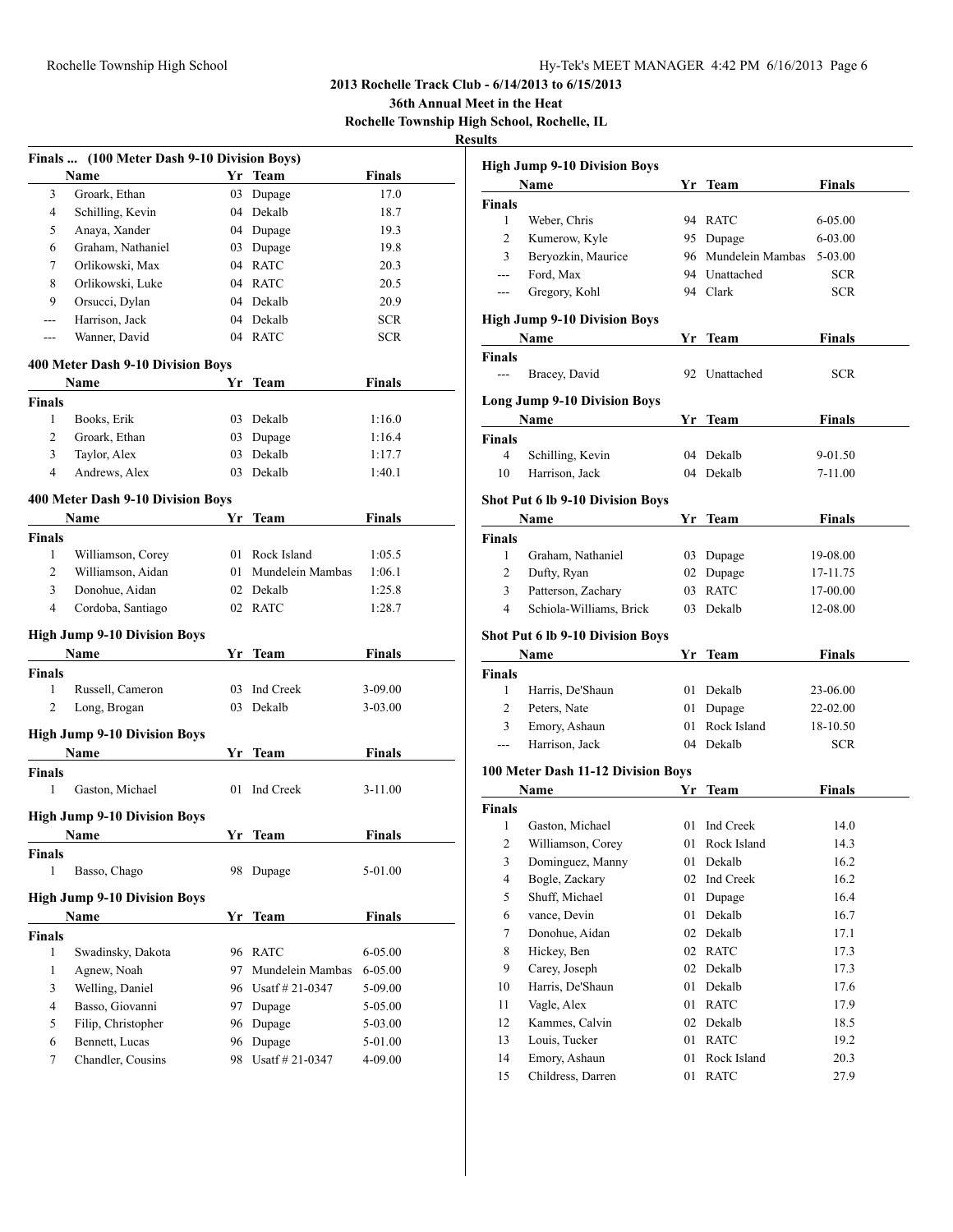## 2013 Rochelle Track Club - 6/14/2013 to 6/15/2013

**36th Annual Meet in the Heat**

**Rochelle Township High School, Rochelle, IL**

**Results**

### Finals ... (100 Meter Dash 9-10 Division Boys)

| | Name | Yr | Team | Finals |
|---|---|---|---|---|
| 3 | Groark, Ethan | 03 | Dupage | 17.0 |
| 4 | Schilling, Kevin | 04 | Dekalb | 18.7 |
| 5 | Anaya, Xander | 04 | Dupage | 19.3 |
| 6 | Graham, Nathaniel | 03 | Dupage | 19.8 |
| 7 | Orlikowski, Max | 04 | RATC | 20.3 |
| 8 | Orlikowski, Luke | 04 | RATC | 20.5 |
| 9 | Orsucci, Dylan | 04 | Dekalb | 20.9 |
| --- | Harrison, Jack | 04 | Dekalb | SCR |
| --- | Wanner, David | 04 | RATC | SCR |

### 400 Meter Dash 9-10 Division Boys

| | Name | Yr | Team | Finals |
|---|---|---|---|---|
| **Finals** | | | | |
| 1 | Books, Erik | 03 | Dekalb | 1:16.0 |
| 2 | Groark, Ethan | 03 | Dupage | 1:16.4 |
| 3 | Taylor, Alex | 03 | Dekalb | 1:17.7 |
| 4 | Andrews, Alex | 03 | Dekalb | 1:40.1 |

### 400 Meter Dash 9-10 Division Boys

| | Name | Yr | Team | Finals |
|---|---|---|---|---|
| **Finals** | | | | |
| 1 | Williamson, Corey | 01 | Rock Island | 1:05.5 |
| 2 | Williamson, Aidan | 01 | Mundelein Mambas | 1:06.1 |
| 3 | Donohue, Aidan | 02 | Dekalb | 1:25.8 |
| 4 | Cordoba, Santiago | 02 | RATC | 1:28.7 |

### High Jump 9-10 Division Boys

| | Name | Yr | Team | Finals |
|---|---|---|---|---|
| **Finals** | | | | |
| 1 | Russell, Cameron | 03 | Ind Creek | 3-09.00 |
| 2 | Long, Brogan | 03 | Dekalb | 3-03.00 |

### High Jump 9-10 Division Boys

| | Name | Yr | Team | Finals |
|---|---|---|---|---|
| **Finals** | | | | |
| 1 | Gaston, Michael | 01 | Ind Creek | 3-11.00 |

### High Jump 9-10 Division Boys

| | Name | Yr | Team | Finals |
|---|---|---|---|---|
| **Finals** | | | | |
| 1 | Basso, Chago | 98 | Dupage | 5-01.00 |

### High Jump 9-10 Division Boys

| | Name | Yr | Team | Finals |
|---|---|---|---|---|
| **Finals** | | | | |
| 1 | Swadinsky, Dakota | 96 | RATC | 6-05.00 |
| 1 | Agnew, Noah | 97 | Mundelein Mambas | 6-05.00 |
| 3 | Welling, Daniel | 96 | Usatf # 21-0347 | 5-09.00 |
| 4 | Basso, Giovanni | 97 | Dupage | 5-05.00 |
| 5 | Filip, Christopher | 96 | Dupage | 5-03.00 |
| 6 | Bennett, Lucas | 96 | Dupage | 5-01.00 |
| 7 | Chandler, Cousins | 98 | Usatf # 21-0347 | 4-09.00 |

### High Jump 9-10 Division Boys

| | Name | Yr | Team | Finals |
|---|---|---|---|---|
| **Finals** | | | | |
| 1 | Weber, Chris | 94 | RATC | 6-05.00 |
| 2 | Kumerow, Kyle | 95 | Dupage | 6-03.00 |
| 3 | Beryozkin, Maurice | 96 | Mundelein Mambas | 5-03.00 |
| --- | Ford, Max | 94 | Unattached | SCR |
| --- | Gregory, Kohl | 94 | Clark | SCR |

### High Jump 9-10 Division Boys

| | Name | Yr | Team | Finals |
|---|---|---|---|---|
| **Finals** | | | | |
| --- | Bracey, David | 92 | Unattached | SCR |

### Long Jump 9-10 Division Boys

| | Name | Yr | Team | Finals |
|---|---|---|---|---|
| **Finals** | | | | |
| 4 | Schilling, Kevin | 04 | Dekalb | 9-01.50 |
| 10 | Harrison, Jack | 04 | Dekalb | 7-11.00 |

### Shot Put 6 lb 9-10 Division Boys

| | Name | Yr | Team | Finals |
|---|---|---|---|---|
| **Finals** | | | | |
| 1 | Graham, Nathaniel | 03 | Dupage | 19-08.00 |
| 2 | Dufty, Ryan | 02 | Dupage | 17-11.75 |
| 3 | Patterson, Zachary | 03 | RATC | 17-00.00 |
| 4 | Schiola-Williams, Brick | 03 | Dekalb | 12-08.00 |

### Shot Put 6 lb 9-10 Division Boys

| | Name | Yr | Team | Finals |
|---|---|---|---|---|
| **Finals** | | | | |
| 1 | Harris, De'Shaun | 01 | Dekalb | 23-06.00 |
| 2 | Peters, Nate | 01 | Dupage | 22-02.00 |
| 3 | Emory, Ashaun | 01 | Rock Island | 18-10.50 |
| --- | Harrison, Jack | 04 | Dekalb | SCR |

### 100 Meter Dash 11-12 Division Boys

| | Name | Yr | Team | Finals |
|---|---|---|---|---|
| **Finals** | | | | |
| 1 | Gaston, Michael | 01 | Ind Creek | 14.0 |
| 2 | Williamson, Corey | 01 | Rock Island | 14.3 |
| 3 | Dominguez, Manny | 01 | Dekalb | 16.2 |
| 4 | Bogle, Zackary | 02 | Ind Creek | 16.2 |
| 5 | Shuff, Michael | 01 | Dupage | 16.4 |
| 6 | vance, Devin | 01 | Dekalb | 16.7 |
| 7 | Donohue, Aidan | 02 | Dekalb | 17.1 |
| 8 | Hickey, Ben | 02 | RATC | 17.3 |
| 9 | Carey, Joseph | 02 | Dekalb | 17.3 |
| 10 | Harris, De'Shaun | 01 | Dekalb | 17.6 |
| 11 | Vagle, Alex | 01 | RATC | 17.9 |
| 12 | Kammes, Calvin | 02 | Dekalb | 18.5 |
| 13 | Louis, Tucker | 01 | RATC | 19.2 |
| 14 | Emory, Ashaun | 01 | Rock Island | 20.3 |
| 15 | Childress, Darren | 01 | RATC | 27.9 |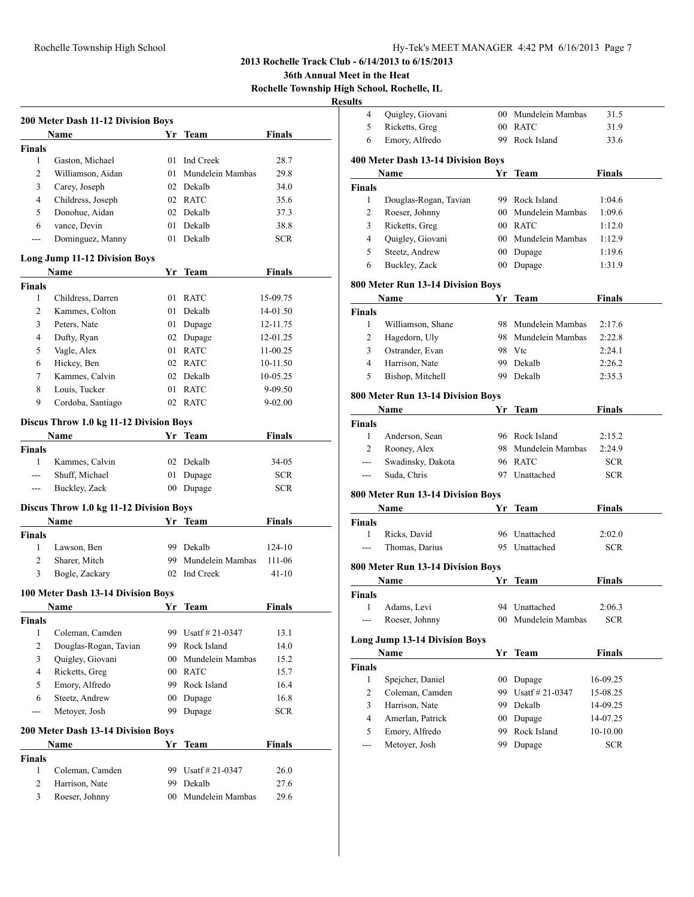## 2013 Rochelle Track Club - 6/14/2013 to 6/15/2013

## 36th Annual Meet in the Heat

## Rochelle Township High School, Rochelle, IL

## Results

### 200 Meter Dash 11-12 Division Boys

| | Name | Yr | Team | Finals |
|---|---|---|---|---|
| **Finals** | | | | |
| 1 | Gaston, Michael | 01 | Ind Creek | 28.7 |
| 2 | Williamson, Aidan | 01 | Mundelein Mambas | 29.8 |
| 3 | Carey, Joseph | 02 | Dekalb | 34.0 |
| 4 | Childress, Joseph | 02 | RATC | 35.6 |
| 5 | Donohue, Aidan | 02 | Dekalb | 37.3 |
| 6 | vance, Devin | 01 | Dekalb | 38.8 |
| --- | Dominguez, Manny | 01 | Dekalb | SCR |

### Long Jump 11-12 Division Boys

| | Name | Yr | Team | Finals |
|---|---|---|---|---|
| **Finals** | | | | |
| 1 | Childress, Darren | 01 | RATC | 15-09.75 |
| 2 | Kammes, Colton | 01 | Dekalb | 14-01.50 |
| 3 | Peters, Nate | 01 | Dupage | 12-11.75 |
| 4 | Dufty, Ryan | 02 | Dupage | 12-01.25 |
| 5 | Vagle, Alex | 01 | RATC | 11-00.25 |
| 6 | Hickey, Ben | 02 | RATC | 10-11.50 |
| 7 | Kammes, Calvin | 02 | Dekalb | 10-05.25 |
| 8 | Louis, Tucker | 01 | RATC | 9-09.50 |
| 9 | Cordoba, Santiago | 02 | RATC | 9-02.00 |

### Discus Throw 1.0 kg 11-12 Division Boys

| | Name | Yr | Team | Finals |
|---|---|---|---|---|
| **Finals** | | | | |
| 1 | Kammes, Calvin | 02 | Dekalb | 34-05 |
| --- | Shuff, Michael | 01 | Dupage | SCR |
| --- | Buckley, Zack | 00 | Dupage | SCR |

### Discus Throw 1.0 kg 11-12 Division Boys

| | Name | Yr | Team | Finals |
|---|---|---|---|---|
| **Finals** | | | | |
| 1 | Lawson, Ben | 99 | Dekalb | 124-10 |
| 2 | Sharer, Mitch | 99 | Mundelein Mambas | 111-06 |
| 3 | Bogle, Zackary | 02 | Ind Creek | 41-10 |

### 100 Meter Dash 13-14 Division Boys

| | Name | Yr | Team | Finals |
|---|---|---|---|---|
| **Finals** | | | | |
| 1 | Coleman, Camden | 99 | Usatf # 21-0347 | 13.1 |
| 2 | Douglas-Rogan, Tavian | 99 | Rock Island | 14.0 |
| 3 | Quigley, Giovani | 00 | Mundelein Mambas | 15.2 |
| 4 | Ricketts, Greg | 00 | RATC | 15.7 |
| 5 | Emory, Alfredo | 99 | Rock Island | 16.4 |
| 6 | Steetz, Andrew | 00 | Dupage | 16.8 |
| --- | Metoyer, Josh | 99 | Dupage | SCR |

### 200 Meter Dash 13-14 Division Boys

| | Name | Yr | Team | Finals |
|---|---|---|---|---|
| **Finals** | | | | |
| 1 | Coleman, Camden | 99 | Usatf # 21-0347 | 26.0 |
| 2 | Harrison, Nate | 99 | Dekalb | 27.6 |
| 3 | Roeser, Johnny | 00 | Mundelein Mambas | 29.6 |
| 4 | Quigley, Giovani | 00 | Mundelein Mambas | 31.5 |
| 5 | Ricketts, Greg | 00 | RATC | 31.9 |
| 6 | Emory, Alfredo | 99 | Rock Island | 33.6 |

### 400 Meter Dash 13-14 Division Boys

| | Name | Yr | Team | Finals |
|---|---|---|---|---|
| **Finals** | | | | |
| 1 | Douglas-Rogan, Tavian | 99 | Rock Island | 1:04.6 |
| 2 | Roeser, Johnny | 00 | Mundelein Mambas | 1:09.6 |
| 3 | Ricketts, Greg | 00 | RATC | 1:12.0 |
| 4 | Quigley, Giovani | 00 | Mundelein Mambas | 1:12.9 |
| 5 | Steetz, Andrew | 00 | Dupage | 1:19.6 |
| 6 | Buckley, Zack | 00 | Dupage | 1:31.9 |

### 800 Meter Run 13-14 Division Boys

| | Name | Yr | Team | Finals |
|---|---|---|---|---|
| **Finals** | | | | |
| 1 | Williamson, Shane | 98 | Mundelein Mambas | 2:17.6 |
| 2 | Hagedorn, Uly | 98 | Mundelein Mambas | 2:22.8 |
| 3 | Ostrander, Evan | 98 | Vtc | 2:24.1 |
| 4 | Harrison, Nate | 99 | Dekalb | 2:26.2 |
| 5 | Bishop, Mitchell | 99 | Dekalb | 2:35.3 |

### 800 Meter Run 13-14 Division Boys

| | Name | Yr | Team | Finals |
|---|---|---|---|---|
| **Finals** | | | | |
| 1 | Anderson, Sean | 96 | Rock Island | 2:15.2 |
| 2 | Rooney, Alex | 98 | Mundelein Mambas | 2:24.9 |
| --- | Swadinsky, Dakota | 96 | RATC | SCR |
| --- | Suda, Chris | 97 | Unattached | SCR |

### 800 Meter Run 13-14 Division Boys

| | Name | Yr | Team | Finals |
|---|---|---|---|---|
| **Finals** | | | | |
| 1 | Ricks, David | 96 | Unattached | 2:02.0 |
| --- | Thomas, Darius | 95 | Unattached | SCR |

### 800 Meter Run 13-14 Division Boys

| | Name | Yr | Team | Finals |
|---|---|---|---|---|
| **Finals** | | | | |
| 1 | Adams, Levi | 94 | Unattached | 2:06.3 |
| --- | Roeser, Johnny | 00 | Mundelein Mambas | SCR |

### Long Jump 13-14 Division Boys

| | Name | Yr | Team | Finals |
|---|---|---|---|---|
| **Finals** | | | | |
| 1 | Spejcher, Daniel | 00 | Dupage | 16-09.25 |
| 2 | Coleman, Camden | 99 | Usatf # 21-0347 | 15-08.25 |
| 3 | Harrison, Nate | 99 | Dekalb | 14-09.25 |
| 4 | Amerlan, Patrick | 00 | Dupage | 14-07.25 |
| 5 | Emory, Alfredo | 99 | Rock Island | 10-10.00 |
| --- | Metoyer, Josh | 99 | Dupage | SCR |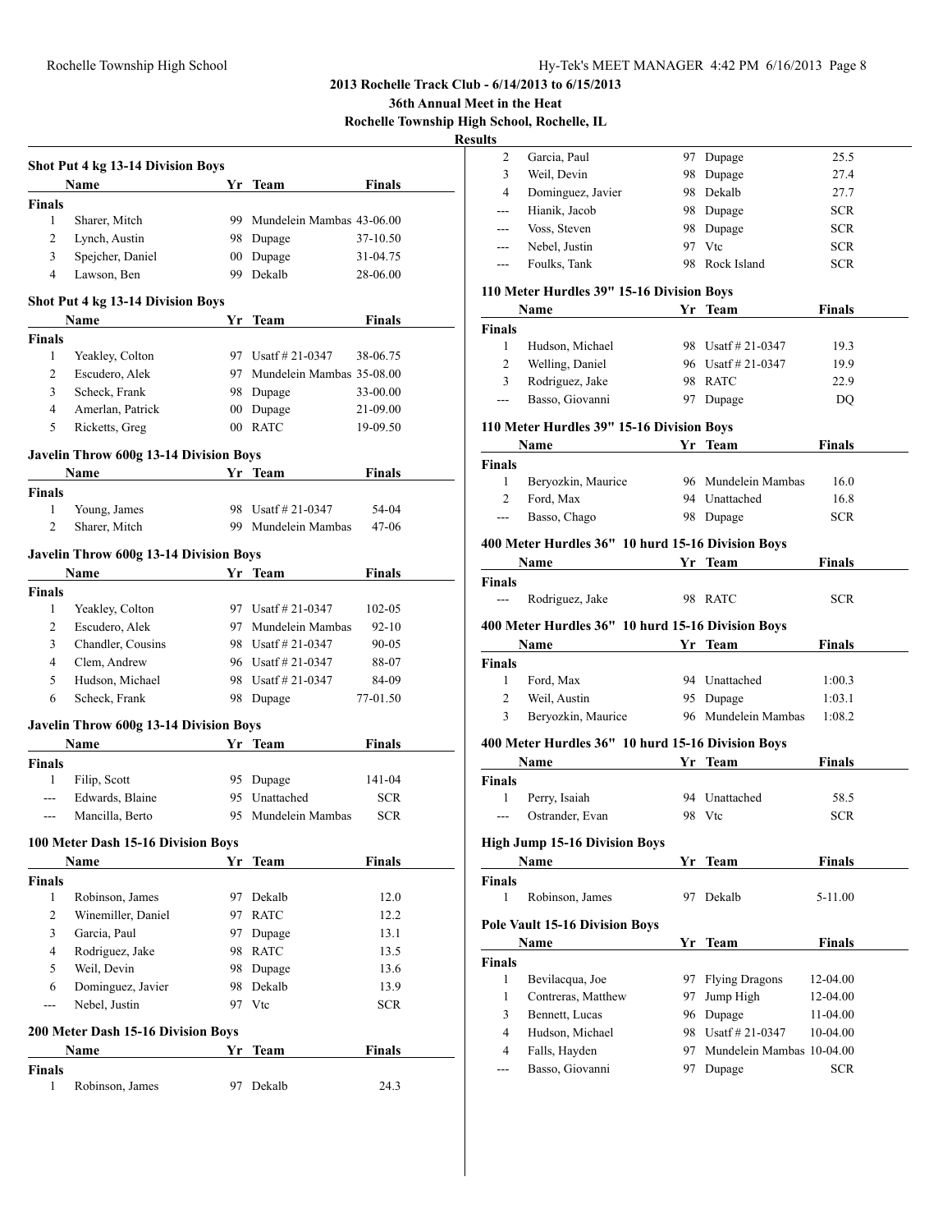# 2013 Rochelle Track Club - 6/14/2013 to 6/15/2013

## 36th Annual Meet in the Heat

## Rochelle Township High School, Rochelle, IL

## Results

### Shot Put 4 kg 13-14 Division Boys

| | Name | Yr | Team | Finals |
|---|---|---|---|---|
| **Finals** | | | | |
| 1 | Sharer, Mitch | 99 | Mundelein Mambas | 43-06.00 |
| 2 | Lynch, Austin | 98 | Dupage | 37-10.50 |
| 3 | Spejcher, Daniel | 00 | Dupage | 31-04.75 |
| 4 | Lawson, Ben | 99 | Dekalb | 28-06.00 |

### Shot Put 4 kg 13-14 Division Boys

| | Name | Yr | Team | Finals |
|---|---|---|---|---|
| **Finals** | | | | |
| 1 | Yeakley, Colton | 97 | Usatf # 21-0347 | 38-06.75 |
| 2 | Escudero, Alek | 97 | Mundelein Mambas | 35-08.00 |
| 3 | Scheck, Frank | 98 | Dupage | 33-00.00 |
| 4 | Amerlan, Patrick | 00 | Dupage | 21-09.00 |
| 5 | Ricketts, Greg | 00 | RATC | 19-09.50 |

### Javelin Throw 600g 13-14 Division Boys

| | Name | Yr | Team | Finals |
|---|---|---|---|---|
| **Finals** | | | | |
| 1 | Young, James | 98 | Usatf # 21-0347 | 54-04 |
| 2 | Sharer, Mitch | 99 | Mundelein Mambas | 47-06 |

### Javelin Throw 600g 13-14 Division Boys

| | Name | Yr | Team | Finals |
|---|---|---|---|---|
| **Finals** | | | | |
| 1 | Yeakley, Colton | 97 | Usatf # 21-0347 | 102-05 |
| 2 | Escudero, Alek | 97 | Mundelein Mambas | 92-10 |
| 3 | Chandler, Cousins | 98 | Usatf # 21-0347 | 90-05 |
| 4 | Clem, Andrew | 96 | Usatf # 21-0347 | 88-07 |
| 5 | Hudson, Michael | 98 | Usatf # 21-0347 | 84-09 |
| 6 | Scheck, Frank | 98 | Dupage | 77-01.50 |

### Javelin Throw 600g 13-14 Division Boys

| | Name | Yr | Team | Finals |
|---|---|---|---|---|
| **Finals** | | | | |
| 1 | Filip, Scott | 95 | Dupage | 141-04 |
| --- | Edwards, Blaine | 95 | Unattached | SCR |
| --- | Mancilla, Berto | 95 | Mundelein Mambas | SCR |

### 100 Meter Dash 15-16 Division Boys

| | Name | Yr | Team | Finals |
|---|---|---|---|---|
| **Finals** | | | | |
| 1 | Robinson, James | 97 | Dekalb | 12.0 |
| 2 | Winemiller, Daniel | 97 | RATC | 12.2 |
| 3 | Garcia, Paul | 97 | Dupage | 13.1 |
| 4 | Rodriguez, Jake | 98 | RATC | 13.5 |
| 5 | Weil, Devin | 98 | Dupage | 13.6 |
| 6 | Dominguez, Javier | 98 | Dekalb | 13.9 |
| --- | Nebel, Justin | 97 | Vtc | SCR |

### 200 Meter Dash 15-16 Division Boys

| | Name | Yr | Team | Finals |
|---|---|---|---|---|
| **Finals** | | | | |
| 1 | Robinson, James | 97 | Dekalb | 24.3 |
| 2 | Garcia, Paul | 97 | Dupage | 25.5 |
| 3 | Weil, Devin | 98 | Dupage | 27.4 |
| 4 | Dominguez, Javier | 98 | Dekalb | 27.7 |
| --- | Hianik, Jacob | 98 | Dupage | SCR |
| --- | Voss, Steven | 98 | Dupage | SCR |
| --- | Nebel, Justin | 97 | Vtc | SCR |
| --- | Foulks, Tank | 98 | Rock Island | SCR |

### 110 Meter Hurdles 39" 15-16 Division Boys

| | Name | Yr | Team | Finals |
|---|---|---|---|---|
| **Finals** | | | | |
| 1 | Hudson, Michael | 98 | Usatf # 21-0347 | 19.3 |
| 2 | Welling, Daniel | 96 | Usatf # 21-0347 | 19.9 |
| 3 | Rodriguez, Jake | 98 | RATC | 22.9 |
| --- | Basso, Giovanni | 97 | Dupage | DQ |

### 110 Meter Hurdles 39" 15-16 Division Boys

| | Name | Yr | Team | Finals |
|---|---|---|---|---|
| **Finals** | | | | |
| 1 | Beryozkin, Maurice | 96 | Mundelein Mambas | 16.0 |
| 2 | Ford, Max | 94 | Unattached | 16.8 |
| --- | Basso, Chago | 98 | Dupage | SCR |

### 400 Meter Hurdles 36" 10 hurd 15-16 Division Boys

| | Name | Yr | Team | Finals |
|---|---|---|---|---|
| **Finals** | | | | |
| --- | Rodriguez, Jake | 98 | RATC | SCR |

### 400 Meter Hurdles 36" 10 hurd 15-16 Division Boys

| | Name | Yr | Team | Finals |
|---|---|---|---|---|
| **Finals** | | | | |
| 1 | Ford, Max | 94 | Unattached | 1:00.3 |
| 2 | Weil, Austin | 95 | Dupage | 1:03.1 |
| 3 | Beryozkin, Maurice | 96 | Mundelein Mambas | 1:08.2 |

### 400 Meter Hurdles 36" 10 hurd 15-16 Division Boys

| | Name | Yr | Team | Finals |
|---|---|---|---|---|
| **Finals** | | | | |
| 1 | Perry, Isaiah | 94 | Unattached | 58.5 |
| --- | Ostrander, Evan | 98 | Vtc | SCR |

### High Jump 15-16 Division Boys

| | Name | Yr | Team | Finals |
|---|---|---|---|---|
| **Finals** | | | | |
| 1 | Robinson, James | 97 | Dekalb | 5-11.00 |

### Pole Vault 15-16 Division Boys

| | Name | Yr | Team | Finals |
|---|---|---|---|---|
| **Finals** | | | | |
| 1 | Bevilacqua, Joe | 97 | Flying Dragons | 12-04.00 |
| 1 | Contreras, Matthew | 97 | Jump High | 12-04.00 |
| 3 | Bennett, Lucas | 96 | Dupage | 11-04.00 |
| 4 | Hudson, Michael | 98 | Usatf # 21-0347 | 10-04.00 |
| 4 | Falls, Hayden | 97 | Mundelein Mambas | 10-04.00 |
| --- | Basso, Giovanni | 97 | Dupage | SCR |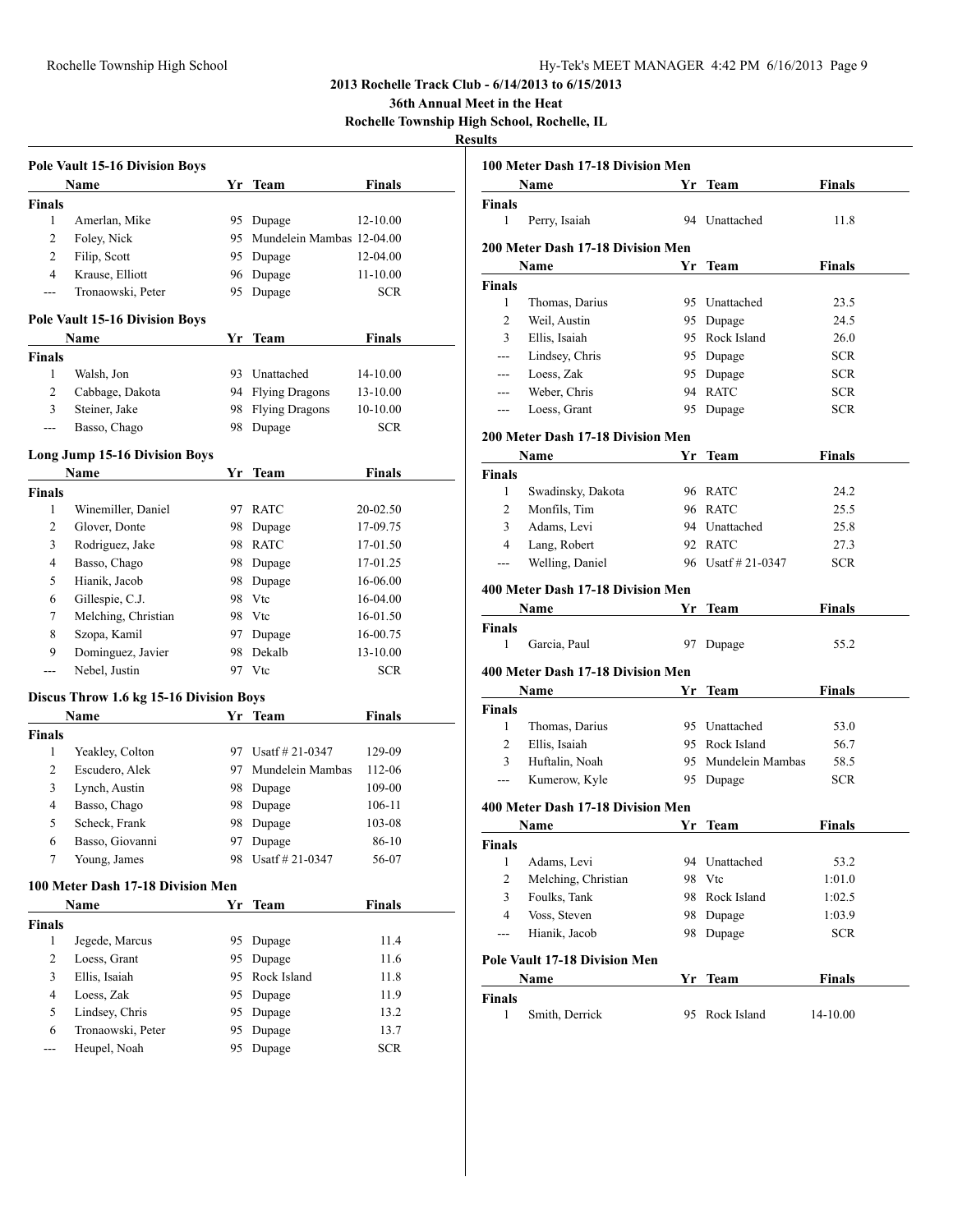## 2013 Rochelle Track Club - 6/14/2013 to 6/15/2013

### 36th Annual Meet in the Heat

### Rochelle Township High School, Rochelle, IL

### Results

#### Pole Vault 15-16 Division Boys

| | Name | Yr | Team | Finals |
|---|---|---|---|---|
| **Finals** | | | | |
| 1 | Amerlan, Mike | 95 | Dupage | 12-10.00 |
| 2 | Foley, Nick | 95 | Mundelein Mambas | 12-04.00 |
| 2 | Filip, Scott | 95 | Dupage | 12-04.00 |
| 4 | Krause, Elliott | 96 | Dupage | 11-10.00 |
| --- | Tronaowski, Peter | 95 | Dupage | SCR |

#### Pole Vault 15-16 Division Boys

| | Name | Yr | Team | Finals |
|---|---|---|---|---|
| **Finals** | | | | |
| 1 | Walsh, Jon | 93 | Unattached | 14-10.00 |
| 2 | Cabbage, Dakota | 94 | Flying Dragons | 13-10.00 |
| 3 | Steiner, Jake | 98 | Flying Dragons | 10-10.00 |
| --- | Basso, Chago | 98 | Dupage | SCR |

#### Long Jump 15-16 Division Boys

| | Name | Yr | Team | Finals |
|---|---|---|---|---|
| **Finals** | | | | |
| 1 | Winemiller, Daniel | 97 | RATC | 20-02.50 |
| 2 | Glover, Donte | 98 | Dupage | 17-09.75 |
| 3 | Rodriguez, Jake | 98 | RATC | 17-01.50 |
| 4 | Basso, Chago | 98 | Dupage | 17-01.25 |
| 5 | Hianik, Jacob | 98 | Dupage | 16-06.00 |
| 6 | Gillespie, C.J. | 98 | Vtc | 16-04.00 |
| 7 | Melching, Christian | 98 | Vtc | 16-01.50 |
| 8 | Szopa, Kamil | 97 | Dupage | 16-00.75 |
| 9 | Dominguez, Javier | 98 | Dekalb | 13-10.00 |
| --- | Nebel, Justin | 97 | Vtc | SCR |

#### Discus Throw 1.6 kg 15-16 Division Boys

| | Name | Yr | Team | Finals |
|---|---|---|---|---|
| **Finals** | | | | |
| 1 | Yeakley, Colton | 97 | Usatf # 21-0347 | 129-09 |
| 2 | Escudero, Alek | 97 | Mundelein Mambas | 112-06 |
| 3 | Lynch, Austin | 98 | Dupage | 109-00 |
| 4 | Basso, Chago | 98 | Dupage | 106-11 |
| 5 | Scheck, Frank | 98 | Dupage | 103-08 |
| 6 | Basso, Giovanni | 97 | Dupage | 86-10 |
| 7 | Young, James | 98 | Usatf # 21-0347 | 56-07 |

#### 100 Meter Dash 17-18 Division Men

| | Name | Yr | Team | Finals |
|---|---|---|---|---|
| **Finals** | | | | |
| 1 | Jegede, Marcus | 95 | Dupage | 11.4 |
| 2 | Loess, Grant | 95 | Dupage | 11.6 |
| 3 | Ellis, Isaiah | 95 | Rock Island | 11.8 |
| 4 | Loess, Zak | 95 | Dupage | 11.9 |
| 5 | Lindsey, Chris | 95 | Dupage | 13.2 |
| 6 | Tronaowski, Peter | 95 | Dupage | 13.7 |
| --- | Heupel, Noah | 95 | Dupage | SCR |

#### 100 Meter Dash 17-18 Division Men

| | Name | Yr | Team | Finals |
|---|---|---|---|---|
| **Finals** | | | | |
| 1 | Perry, Isaiah | 94 | Unattached | 11.8 |

#### 200 Meter Dash 17-18 Division Men

| | Name | Yr | Team | Finals |
|---|---|---|---|---|
| **Finals** | | | | |
| 1 | Thomas, Darius | 95 | Unattached | 23.5 |
| 2 | Weil, Austin | 95 | Dupage | 24.5 |
| 3 | Ellis, Isaiah | 95 | Rock Island | 26.0 |
| --- | Lindsey, Chris | 95 | Dupage | SCR |
| --- | Loess, Zak | 95 | Dupage | SCR |
| --- | Weber, Chris | 94 | RATC | SCR |
| --- | Loess, Grant | 95 | Dupage | SCR |

#### 200 Meter Dash 17-18 Division Men

| | Name | Yr | Team | Finals |
|---|---|---|---|---|
| **Finals** | | | | |
| 1 | Swadinsky, Dakota | 96 | RATC | 24.2 |
| 2 | Monfils, Tim | 96 | RATC | 25.5 |
| 3 | Adams, Levi | 94 | Unattached | 25.8 |
| 4 | Lang, Robert | 92 | RATC | 27.3 |
| --- | Welling, Daniel | 96 | Usatf # 21-0347 | SCR |

#### 400 Meter Dash 17-18 Division Men

| | Name | Yr | Team | Finals |
|---|---|---|---|---|
| **Finals** | | | | |
| 1 | Garcia, Paul | 97 | Dupage | 55.2 |

#### 400 Meter Dash 17-18 Division Men

| | Name | Yr | Team | Finals |
|---|---|---|---|---|
| **Finals** | | | | |
| 1 | Thomas, Darius | 95 | Unattached | 53.0 |
| 2 | Ellis, Isaiah | 95 | Rock Island | 56.7 |
| 3 | Huftalin, Noah | 95 | Mundelein Mambas | 58.5 |
| --- | Kumerow, Kyle | 95 | Dupage | SCR |

#### 400 Meter Dash 17-18 Division Men

| | Name | Yr | Team | Finals |
|---|---|---|---|---|
| **Finals** | | | | |
| 1 | Adams, Levi | 94 | Unattached | 53.2 |
| 2 | Melching, Christian | 98 | Vtc | 1:01.0 |
| 3 | Foulks, Tank | 98 | Rock Island | 1:02.5 |
| 4 | Voss, Steven | 98 | Dupage | 1:03.9 |
| --- | Hianik, Jacob | 98 | Dupage | SCR |

#### Pole Vault 17-18 Division Men

| | Name | Yr | Team | Finals |
|---|---|---|---|---|
| **Finals** | | | | |
| 1 | Smith, Derrick | 95 | Rock Island | 14-10.00 |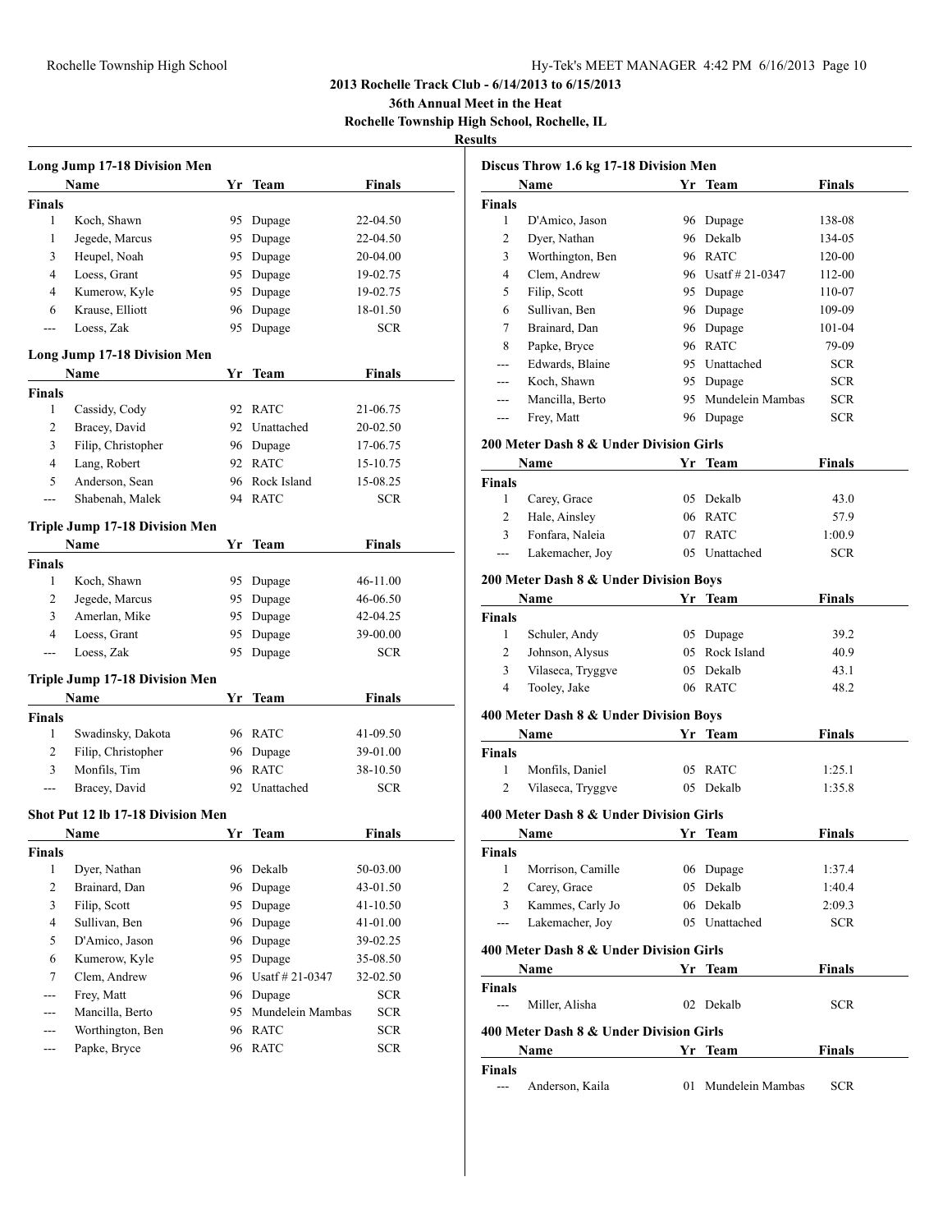## 2013 Rochelle Track Club - 6/14/2013 to 6/15/2013

### 36th Annual Meet in the Heat

### Rochelle Township High School, Rochelle, IL

### Results

#### Long Jump 17-18 Division Men

| | Name | Yr | Team | Finals |
|---|---|---|---|---|
| **Finals** | | | | |
| 1 | Koch, Shawn | 95 | Dupage | 22-04.50 |
| 1 | Jegede, Marcus | 95 | Dupage | 22-04.50 |
| 3 | Heupel, Noah | 95 | Dupage | 20-04.00 |
| 4 | Loess, Grant | 95 | Dupage | 19-02.75 |
| 4 | Kumerow, Kyle | 95 | Dupage | 19-02.75 |
| 6 | Krause, Elliott | 96 | Dupage | 18-01.50 |
| --- | Loess, Zak | 95 | Dupage | SCR |

#### Long Jump 17-18 Division Men

| | Name | Yr | Team | Finals |
|---|---|---|---|---|
| **Finals** | | | | |
| 1 | Cassidy, Cody | 92 | RATC | 21-06.75 |
| 2 | Bracey, David | 92 | Unattached | 20-02.50 |
| 3 | Filip, Christopher | 96 | Dupage | 17-06.75 |
| 4 | Lang, Robert | 92 | RATC | 15-10.75 |
| 5 | Anderson, Sean | 96 | Rock Island | 15-08.25 |
| --- | Shabenah, Malek | 94 | RATC | SCR |

#### Triple Jump 17-18 Division Men

| | Name | Yr | Team | Finals |
|---|---|---|---|---|
| **Finals** | | | | |
| 1 | Koch, Shawn | 95 | Dupage | 46-11.00 |
| 2 | Jegede, Marcus | 95 | Dupage | 46-06.50 |
| 3 | Amerlan, Mike | 95 | Dupage | 42-04.25 |
| 4 | Loess, Grant | 95 | Dupage | 39-00.00 |
| --- | Loess, Zak | 95 | Dupage | SCR |

#### Triple Jump 17-18 Division Men

| | Name | Yr | Team | Finals |
|---|---|---|---|---|
| **Finals** | | | | |
| 1 | Swadinsky, Dakota | 96 | RATC | 41-09.50 |
| 2 | Filip, Christopher | 96 | Dupage | 39-01.00 |
| 3 | Monfils, Tim | 96 | RATC | 38-10.50 |
| --- | Bracey, David | 92 | Unattached | SCR |

#### Shot Put 12 lb 17-18 Division Men

| | Name | Yr | Team | Finals |
|---|---|---|---|---|
| **Finals** | | | | |
| 1 | Dyer, Nathan | 96 | Dekalb | 50-03.00 |
| 2 | Brainard, Dan | 96 | Dupage | 43-01.50 |
| 3 | Filip, Scott | 95 | Dupage | 41-10.50 |
| 4 | Sullivan, Ben | 96 | Dupage | 41-01.00 |
| 5 | D'Amico, Jason | 96 | Dupage | 39-02.25 |
| 6 | Kumerow, Kyle | 95 | Dupage | 35-08.50 |
| 7 | Clem, Andrew | 96 | Usatf # 21-0347 | 32-02.50 |
| --- | Frey, Matt | 96 | Dupage | SCR |
| --- | Mancilla, Berto | 95 | Mundelein Mambas | SCR |
| --- | Worthington, Ben | 96 | RATC | SCR |
| --- | Papke, Bryce | 96 | RATC | SCR |

#### Discus Throw 1.6 kg 17-18 Division Men

| | Name | Yr | Team | Finals |
|---|---|---|---|---|
| **Finals** | | | | |
| 1 | D'Amico, Jason | 96 | Dupage | 138-08 |
| 2 | Dyer, Nathan | 96 | Dekalb | 134-05 |
| 3 | Worthington, Ben | 96 | RATC | 120-00 |
| 4 | Clem, Andrew | 96 | Usatf # 21-0347 | 112-00 |
| 5 | Filip, Scott | 95 | Dupage | 110-07 |
| 6 | Sullivan, Ben | 96 | Dupage | 109-09 |
| 7 | Brainard, Dan | 96 | Dupage | 101-04 |
| 8 | Papke, Bryce | 96 | RATC | 79-09 |
| --- | Edwards, Blaine | 95 | Unattached | SCR |
| --- | Koch, Shawn | 95 | Dupage | SCR |
| --- | Mancilla, Berto | 95 | Mundelein Mambas | SCR |
| --- | Frey, Matt | 96 | Dupage | SCR |

#### 200 Meter Dash 8 & Under Division Girls

| | Name | Yr | Team | Finals |
|---|---|---|---|---|
| **Finals** | | | | |
| 1 | Carey, Grace | 05 | Dekalb | 43.0 |
| 2 | Hale, Ainsley | 06 | RATC | 57.9 |
| 3 | Fonfara, Naleia | 07 | RATC | 1:00.9 |
| --- | Lakemacher, Joy | 05 | Unattached | SCR |

#### 200 Meter Dash 8 & Under Division Boys

| | Name | Yr | Team | Finals |
|---|---|---|---|---|
| **Finals** | | | | |
| 1 | Schuler, Andy | 05 | Dupage | 39.2 |
| 2 | Johnson, Alysus | 05 | Rock Island | 40.9 |
| 3 | Vilaseca, Tryggve | 05 | Dekalb | 43.1 |
| 4 | Tooley, Jake | 06 | RATC | 48.2 |

#### 400 Meter Dash 8 & Under Division Boys

| | Name | Yr | Team | Finals |
|---|---|---|---|---|
| **Finals** | | | | |
| 1 | Monfils, Daniel | 05 | RATC | 1:25.1 |
| 2 | Vilaseca, Tryggve | 05 | Dekalb | 1:35.8 |

#### 400 Meter Dash 8 & Under Division Girls

| | Name | Yr | Team | Finals |
|---|---|---|---|---|
| **Finals** | | | | |
| 1 | Morrison, Camille | 06 | Dupage | 1:37.4 |
| 2 | Carey, Grace | 05 | Dekalb | 1:40.4 |
| 3 | Kammes, Carly Jo | 06 | Dekalb | 2:09.3 |
| --- | Lakemacher, Joy | 05 | Unattached | SCR |

#### 400 Meter Dash 8 & Under Division Girls

| | Name | Yr | Team | Finals |
|---|---|---|---|---|
| **Finals** | | | | |
| --- | Miller, Alisha | 02 | Dekalb | SCR |

#### 400 Meter Dash 8 & Under Division Girls

| | Name | Yr | Team | Finals |
|---|---|---|---|---|
| **Finals** | | | | |
| --- | Anderson, Kaila | 01 | Mundelein Mambas | SCR |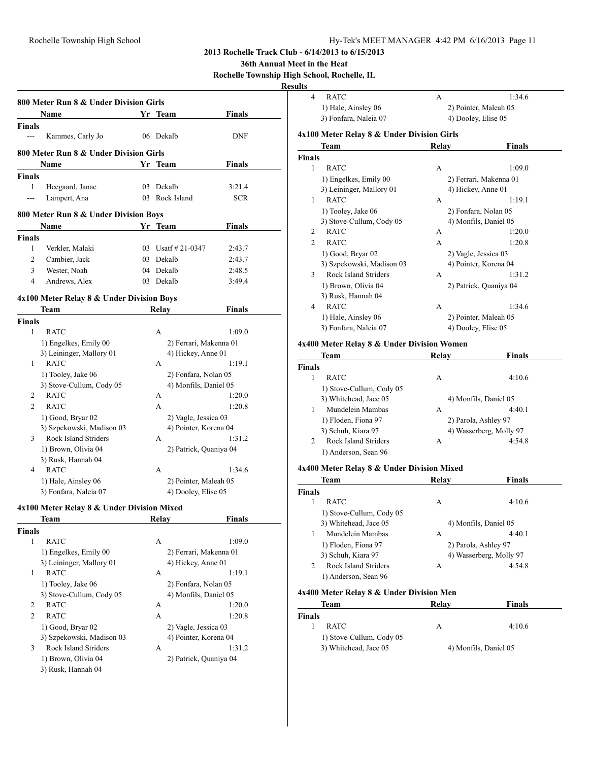## 2013 Rochelle Track Club - 6/14/2013 to 6/15/2013

### 36th Annual Meet in the Heat

### Rochelle Township High School, Rochelle, IL

### Results

#### 800 Meter Run 8 & Under Division Girls

| | Name | Yr | Team | Finals |
|---|---|---|---|---|
| **Finals** | | | | |
| --- | Kammes, Carly Jo | 06 | Dekalb | DNF |

#### 800 Meter Run 8 & Under Division Girls

| | Name | Yr | Team | Finals |
|---|---|---|---|---|
| **Finals** | | | | |
| 1 | Heegaard, Janae | 03 | Dekalb | 3:21.4 |
| --- | Lampert, Ana | 03 | Rock Island | SCR |

#### 800 Meter Run 8 & Under Division Boys

| | Name | Yr | Team | Finals |
|---|---|---|---|---|
| **Finals** | | | | |
| 1 | Verkler, Malaki | 03 | Usatf # 21-0347 | 2:43.7 |
| 2 | Cambier, Jack | 03 | Dekalb | 2:43.7 |
| 3 | Wester, Noah | 04 | Dekalb | 2:48.5 |
| 4 | Andrews, Alex | 03 | Dekalb | 3:49.4 |

#### 4x100 Meter Relay 8 & Under Division Boys

| | Team | Relay | Finals |
|---|---|---|---|
| **Finals** | | | |
| 1 | RATC | A | 1:09.0 |
| | 1) Engelkes, Emily 00 | 2) Ferrari, Makenna 01 | |
| | 3) Leininger, Mallory 01 | 4) Hickey, Anne 01 | |
| 1 | RATC | A | 1:19.1 |
| | 1) Tooley, Jake 06 | 2) Fonfara, Nolan 05 | |
| | 3) Stove-Cullum, Cody 05 | 4) Monfils, Daniel 05 | |
| 2 | RATC | A | 1:20.0 |
| 2 | RATC | A | 1:20.8 |
| | 1) Good, Bryar 02 | 2) Vagle, Jessica 03 | |
| | 3) Szpekowski, Madison 03 | 4) Pointer, Korena 04 | |
| 3 | Rock Island Striders | A | 1:31.2 |
| | 1) Brown, Olivia 04 | 2) Patrick, Quaniya 04 | |
| | 3) Rusk, Hannah 04 | | |
| 4 | RATC | A | 1:34.6 |
| | 1) Hale, Ainsley 06 | 2) Pointer, Maleah 05 | |
| | 3) Fonfara, Naleia 07 | 4) Dooley, Elise 05 | |

#### 4x100 Meter Relay 8 & Under Division Mixed

| | Team | Relay | Finals |
|---|---|---|---|
| **Finals** | | | |
| 1 | RATC | A | 1:09.0 |
| | 1) Engelkes, Emily 00 | 2) Ferrari, Makenna 01 | |
| | 3) Leininger, Mallory 01 | 4) Hickey, Anne 01 | |
| 1 | RATC | A | 1:19.1 |
| | 1) Tooley, Jake 06 | 2) Fonfara, Nolan 05 | |
| | 3) Stove-Cullum, Cody 05 | 4) Monfils, Daniel 05 | |
| 2 | RATC | A | 1:20.0 |
| 2 | RATC | A | 1:20.8 |
| | 1) Good, Bryar 02 | 2) Vagle, Jessica 03 | |
| | 3) Szpekowski, Madison 03 | 4) Pointer, Korena 04 | |
| 3 | Rock Island Striders | A | 1:31.2 |
| | 1) Brown, Olivia 04 | 2) Patrick, Quaniya 04 | |
| | 3) Rusk, Hannah 04 | | |
| 4 | RATC | A | 1:34.6 |
| | 1) Hale, Ainsley 06 | 2) Pointer, Maleah 05 | |
| | 3) Fonfara, Naleia 07 | 4) Dooley, Elise 05 | |

#### 4x100 Meter Relay 8 & Under Division Girls

| | Team | Relay | Finals |
|---|---|---|---|
| **Finals** | | | |
| 1 | RATC | A | 1:09.0 |
| | 1) Engelkes, Emily 00 | 2) Ferrari, Makenna 01 | |
| | 3) Leininger, Mallory 01 | 4) Hickey, Anne 01 | |
| 1 | RATC | A | 1:19.1 |
| | 1) Tooley, Jake 06 | 2) Fonfara, Nolan 05 | |
| | 3) Stove-Cullum, Cody 05 | 4) Monfils, Daniel 05 | |
| 2 | RATC | A | 1:20.0 |
| 2 | RATC | A | 1:20.8 |
| | 1) Good, Bryar 02 | 2) Vagle, Jessica 03 | |
| | 3) Szpekowski, Madison 03 | 4) Pointer, Korena 04 | |
| 3 | Rock Island Striders | A | 1:31.2 |
| | 1) Brown, Olivia 04 | 2) Patrick, Quaniya 04 | |
| | 3) Rusk, Hannah 04 | | |
| 4 | RATC | A | 1:34.6 |
| | 1) Hale, Ainsley 06 | 2) Pointer, Maleah 05 | |
| | 3) Fonfara, Naleia 07 | 4) Dooley, Elise 05 | |

#### 4x400 Meter Relay 8 & Under Division Women

| | Team | Relay | Finals |
|---|---|---|---|
| **Finals** | | | |
| 1 | RATC | A | 4:10.6 |
| | 1) Stove-Cullum, Cody 05 | | |
| | 3) Whitehead, Jace 05 | 4) Monfils, Daniel 05 | |
| 1 | Mundelein Mambas | A | 4:40.1 |
| | 1) Floden, Fiona 97 | 2) Parola, Ashley 97 | |
| | 3) Schuh, Kiara 97 | 4) Wasserberg, Molly 97 | |
| 2 | Rock Island Striders | A | 4:54.8 |
| | 1) Anderson, Sean 96 | | |

#### 4x400 Meter Relay 8 & Under Division Mixed

| | Team | Relay | Finals |
|---|---|---|---|
| **Finals** | | | |
| 1 | RATC | A | 4:10.6 |
| | 1) Stove-Cullum, Cody 05 | | |
| | 3) Whitehead, Jace 05 | 4) Monfils, Daniel 05 | |
| 1 | Mundelein Mambas | A | 4:40.1 |
| | 1) Floden, Fiona 97 | 2) Parola, Ashley 97 | |
| | 3) Schuh, Kiara 97 | 4) Wasserberg, Molly 97 | |
| 2 | Rock Island Striders | A | 4:54.8 |
| | 1) Anderson, Sean 96 | | |

#### 4x400 Meter Relay 8 & Under Division Men

| | Team | Relay | Finals |
|---|---|---|---|
| **Finals** | | | |
| 1 | RATC | A | 4:10.6 |
| | 1) Stove-Cullum, Cody 05 | | |
| | 3) Whitehead, Jace 05 | 4) Monfils, Daniel 05 | |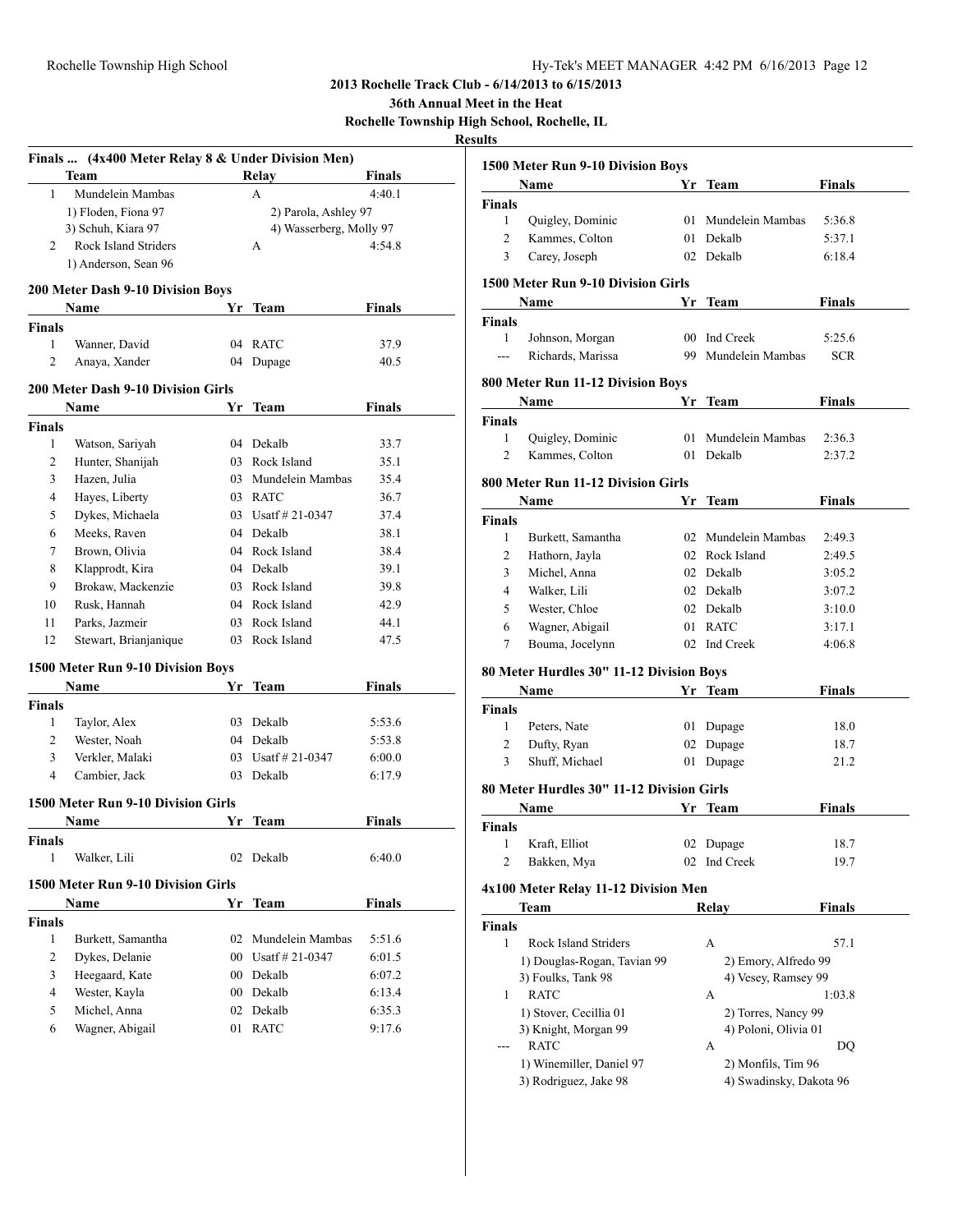# 2013 Rochelle Track Club - 6/14/2013 to 6/15/2013

## 36th Annual Meet in the Heat

## Rochelle Township High School, Rochelle, IL

## Results

### Finals ... (4x400 Meter Relay 8 & Under Division Men)

| | Team | Relay | Finals |
|---|---|---|---|
| 1 | Mundelein Mambas | A | 4:40.1 |
| | 1) Floden, Fiona 97 | 2) Parola, Ashley 97 | |
| | 3) Schuh, Kiara 97 | 4) Wasserberg, Molly 97 | |
| 2 | Rock Island Striders | A | 4:54.8 |
| | 1) Anderson, Sean 96 | | |

### 200 Meter Dash 9-10 Division Boys

| | Name | Yr | Team | Finals |
|---|---|---|---|---|
| **Finals** | | | | |
| 1 | Wanner, David | 04 | RATC | 37.9 |
| 2 | Anaya, Xander | 04 | Dupage | 40.5 |

### 200 Meter Dash 9-10 Division Girls

| | Name | Yr | Team | Finals |
|---|---|---|---|---|
| **Finals** | | | | |
| 1 | Watson, Sariyah | 04 | Dekalb | 33.7 |
| 2 | Hunter, Shanijah | 03 | Rock Island | 35.1 |
| 3 | Hazen, Julia | 03 | Mundelein Mambas | 35.4 |
| 4 | Hayes, Liberty | 03 | RATC | 36.7 |
| 5 | Dykes, Michaela | 03 | Usatf # 21-0347 | 37.4 |
| 6 | Meeks, Raven | 04 | Dekalb | 38.1 |
| 7 | Brown, Olivia | 04 | Rock Island | 38.4 |
| 8 | Klapprodt, Kira | 04 | Dekalb | 39.1 |
| 9 | Brokaw, Mackenzie | 03 | Rock Island | 39.8 |
| 10 | Rusk, Hannah | 04 | Rock Island | 42.9 |
| 11 | Parks, Jazmeir | 03 | Rock Island | 44.1 |
| 12 | Stewart, Brianjanique | 03 | Rock Island | 47.5 |

### 1500 Meter Run 9-10 Division Boys

| | Name | Yr | Team | Finals |
|---|---|---|---|---|
| **Finals** | | | | |
| 1 | Taylor, Alex | 03 | Dekalb | 5:53.6 |
| 2 | Wester, Noah | 04 | Dekalb | 5:53.8 |
| 3 | Verkler, Malaki | 03 | Usatf # 21-0347 | 6:00.0 |
| 4 | Cambier, Jack | 03 | Dekalb | 6:17.9 |

### 1500 Meter Run 9-10 Division Girls

| | Name | Yr | Team | Finals |
|---|---|---|---|---|
| **Finals** | | | | |
| 1 | Walker, Lili | 02 | Dekalb | 6:40.0 |

### 1500 Meter Run 9-10 Division Girls

| | Name | Yr | Team | Finals |
|---|---|---|---|---|
| **Finals** | | | | |
| 1 | Burkett, Samantha | 02 | Mundelein Mambas | 5:51.6 |
| 2 | Dykes, Delanie | 00 | Usatf # 21-0347 | 6:01.5 |
| 3 | Heegaard, Kate | 00 | Dekalb | 6:07.2 |
| 4 | Wester, Kayla | 00 | Dekalb | 6:13.4 |
| 5 | Michel, Anna | 02 | Dekalb | 6:35.3 |
| 6 | Wagner, Abigail | 01 | RATC | 9:17.6 |

### 1500 Meter Run 9-10 Division Boys

| | Name | Yr | Team | Finals |
|---|---|---|---|---|
| **Finals** | | | | |
| 1 | Quigley, Dominic | 01 | Mundelein Mambas | 5:36.8 |
| 2 | Kammes, Colton | 01 | Dekalb | 5:37.1 |
| 3 | Carey, Joseph | 02 | Dekalb | 6:18.4 |

### 1500 Meter Run 9-10 Division Girls

| | Name | Yr | Team | Finals |
|---|---|---|---|---|
| **Finals** | | | | |
| 1 | Johnson, Morgan | 00 | Ind Creek | 5:25.6 |
| --- | Richards, Marissa | 99 | Mundelein Mambas | SCR |

### 800 Meter Run 11-12 Division Boys

| | Name | Yr | Team | Finals |
|---|---|---|---|---|
| **Finals** | | | | |
| 1 | Quigley, Dominic | 01 | Mundelein Mambas | 2:36.3 |
| 2 | Kammes, Colton | 01 | Dekalb | 2:37.2 |

### 800 Meter Run 11-12 Division Girls

| | Name | Yr | Team | Finals |
|---|---|---|---|---|
| **Finals** | | | | |
| 1 | Burkett, Samantha | 02 | Mundelein Mambas | 2:49.3 |
| 2 | Hathorn, Jayla | 02 | Rock Island | 2:49.5 |
| 3 | Michel, Anna | 02 | Dekalb | 3:05.2 |
| 4 | Walker, Lili | 02 | Dekalb | 3:07.2 |
| 5 | Wester, Chloe | 02 | Dekalb | 3:10.0 |
| 6 | Wagner, Abigail | 01 | RATC | 3:17.1 |
| 7 | Bouma, Jocelynn | 02 | Ind Creek | 4:06.8 |

### 80 Meter Hurdles 30" 11-12 Division Boys

| | Name | Yr | Team | Finals |
|---|---|---|---|---|
| **Finals** | | | | |
| 1 | Peters, Nate | 01 | Dupage | 18.0 |
| 2 | Dufty, Ryan | 02 | Dupage | 18.7 |
| 3 | Shuff, Michael | 01 | Dupage | 21.2 |

### 80 Meter Hurdles 30" 11-12 Division Girls

| | Name | Yr | Team | Finals |
|---|---|---|---|---|
| **Finals** | | | | |
| 1 | Kraft, Elliot | 02 | Dupage | 18.7 |
| 2 | Bakken, Mya | 02 | Ind Creek | 19.7 |

### 4x100 Meter Relay 11-12 Division Men

| | Team | Relay | Finals |
|---|---|---|---|
| **Finals** | | | |
| 1 | Rock Island Striders | A | 57.1 |
| | 1) Douglas-Rogan, Tavian 99 | 2) Emory, Alfredo 99 | |
| | 3) Foulks, Tank 98 | 4) Vesey, Ramsey 99 | |
| 1 | RATC | A | 1:03.8 |
| | 1) Stover, Cecillia 01 | 2) Torres, Nancy 99 | |
| | 3) Knight, Morgan 99 | 4) Poloni, Olivia 01 | |
| --- | RATC | A | DQ |
| | 1) Winemiller, Daniel 97 | 2) Monfils, Tim 96 | |
| | 3) Rodriguez, Jake 98 | 4) Swadinsky, Dakota 96 | |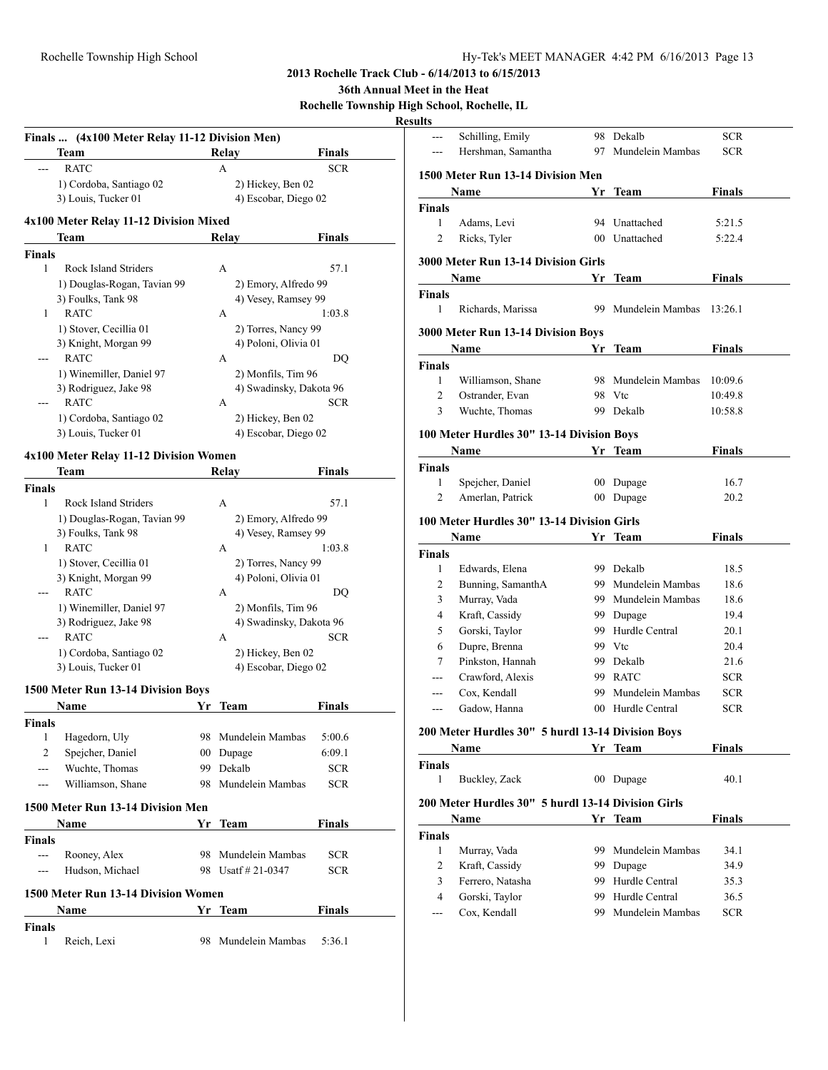## 2013 Rochelle Track Club - 6/14/2013 to 6/15/2013

### 36th Annual Meet in the Heat

### Rochelle Township High School, Rochelle, IL

### Results

#### Finals ... (4x100 Meter Relay 11-12 Division Men)

| | Team | Relay | Finals |
|---|---|---|---|
| --- | RATC | A | SCR |
| | 1) Cordoba, Santiago 02 | 2) Hickey, Ben 02 | |
| | 3) Louis, Tucker 01 | 4) Escobar, Diego 02 | |

#### 4x100 Meter Relay 11-12 Division Mixed

| | Team | Relay | Finals |
|---|---|---|---|
| **Finals** | | | |
| 1 | Rock Island Striders | A | 57.1 |
| | 1) Douglas-Rogan, Tavian 99 | 2) Emory, Alfredo 99 | |
| | 3) Foulks, Tank 98 | 4) Vesey, Ramsey 99 | |
| 1 | RATC | A | 1:03.8 |
| | 1) Stover, Cecillia 01 | 2) Torres, Nancy 99 | |
| | 3) Knight, Morgan 99 | 4) Poloni, Olivia 01 | |
| --- | RATC | A | DQ |
| | 1) Winemiller, Daniel 97 | 2) Monfils, Tim 96 | |
| | 3) Rodriguez, Jake 98 | 4) Swadinsky, Dakota 96 | |
| --- | RATC | A | SCR |
| | 1) Cordoba, Santiago 02 | 2) Hickey, Ben 02 | |
| | 3) Louis, Tucker 01 | 4) Escobar, Diego 02 | |

#### 4x100 Meter Relay 11-12 Division Women

| | Team | Relay | Finals |
|---|---|---|---|
| **Finals** | | | |
| 1 | Rock Island Striders | A | 57.1 |
| | 1) Douglas-Rogan, Tavian 99 | 2) Emory, Alfredo 99 | |
| | 3) Foulks, Tank 98 | 4) Vesey, Ramsey 99 | |
| 1 | RATC | A | 1:03.8 |
| | 1) Stover, Cecillia 01 | 2) Torres, Nancy 99 | |
| | 3) Knight, Morgan 99 | 4) Poloni, Olivia 01 | |
| --- | RATC | A | DQ |
| | 1) Winemiller, Daniel 97 | 2) Monfils, Tim 96 | |
| | 3) Rodriguez, Jake 98 | 4) Swadinsky, Dakota 96 | |
| --- | RATC | A | SCR |
| | 1) Cordoba, Santiago 02 | 2) Hickey, Ben 02 | |
| | 3) Louis, Tucker 01 | 4) Escobar, Diego 02 | |

#### 1500 Meter Run 13-14 Division Boys

| | Name | Yr | Team | Finals |
|---|---|---|---|---|
| **Finals** | | | | |
| 1 | Hagedorn, Uly | 98 | Mundelein Mambas | 5:00.6 |
| 2 | Spejcher, Daniel | 00 | Dupage | 6:09.1 |
| --- | Wuchte, Thomas | 99 | Dekalb | SCR |
| --- | Williamson, Shane | 98 | Mundelein Mambas | SCR |

#### 1500 Meter Run 13-14 Division Men

| | Name | Yr | Team | Finals |
|---|---|---|---|---|
| **Finals** | | | | |
| --- | Rooney, Alex | 98 | Mundelein Mambas | SCR |
| --- | Hudson, Michael | 98 | Usatf # 21-0347 | SCR |

#### 1500 Meter Run 13-14 Division Women

| | Name | Yr | Team | Finals |
|---|---|---|---|---|
| **Finals** | | | | |
| 1 | Reich, Lexi | 98 | Mundelein Mambas | 5:36.1 |
| --- | Schilling, Emily | 98 | Dekalb | SCR |
| --- | Hershman, Samantha | 97 | Mundelein Mambas | SCR |

#### 1500 Meter Run 13-14 Division Men

| | Name | Yr | Team | Finals |
|---|---|---|---|---|
| **Finals** | | | | |
| 1 | Adams, Levi | 94 | Unattached | 5:21.5 |
| 2 | Ricks, Tyler | 00 | Unattached | 5:22.4 |

#### 3000 Meter Run 13-14 Division Girls

| | Name | Yr | Team | Finals |
|---|---|---|---|---|
| **Finals** | | | | |
| 1 | Richards, Marissa | 99 | Mundelein Mambas | 13:26.1 |

#### 3000 Meter Run 13-14 Division Boys

| | Name | Yr | Team | Finals |
|---|---|---|---|---|
| **Finals** | | | | |
| 1 | Williamson, Shane | 98 | Mundelein Mambas | 10:09.6 |
| 2 | Ostrander, Evan | 98 | Vtc | 10:49.8 |
| 3 | Wuchte, Thomas | 99 | Dekalb | 10:58.8 |

#### 100 Meter Hurdles 30" 13-14 Division Boys

| | Name | Yr | Team | Finals |
|---|---|---|---|---|
| **Finals** | | | | |
| 1 | Spejcher, Daniel | 00 | Dupage | 16.7 |
| 2 | Amerlan, Patrick | 00 | Dupage | 20.2 |

#### 100 Meter Hurdles 30" 13-14 Division Girls

| | Name | Yr | Team | Finals |
|---|---|---|---|---|
| **Finals** | | | | |
| 1 | Edwards, Elena | 99 | Dekalb | 18.5 |
| 2 | Bunning, SamanthA | 99 | Mundelein Mambas | 18.6 |
| 3 | Murray, Vada | 99 | Mundelein Mambas | 18.6 |
| 4 | Kraft, Cassidy | 99 | Dupage | 19.4 |
| 5 | Gorski, Taylor | 99 | Hurdle Central | 20.1 |
| 6 | Dupre, Brenna | 99 | Vtc | 20.4 |
| 7 | Pinkston, Hannah | 99 | Dekalb | 21.6 |
| --- | Crawford, Alexis | 99 | RATC | SCR |
| --- | Cox, Kendall | 99 | Mundelein Mambas | SCR |
| --- | Gadow, Hanna | 00 | Hurdle Central | SCR |

#### 200 Meter Hurdles 30" 5 hurdl 13-14 Division Boys

| | Name | Yr | Team | Finals |
|---|---|---|---|---|
| **Finals** | | | | |
| 1 | Buckley, Zack | 00 | Dupage | 40.1 |

#### 200 Meter Hurdles 30" 5 hurdl 13-14 Division Girls

| | Name | Yr | Team | Finals |
|---|---|---|---|---|
| **Finals** | | | | |
| 1 | Murray, Vada | 99 | Mundelein Mambas | 34.1 |
| 2 | Kraft, Cassidy | 99 | Dupage | 34.9 |
| 3 | Ferrero, Natasha | 99 | Hurdle Central | 35.3 |
| 4 | Gorski, Taylor | 99 | Hurdle Central | 36.5 |
| --- | Cox, Kendall | 99 | Mundelein Mambas | SCR |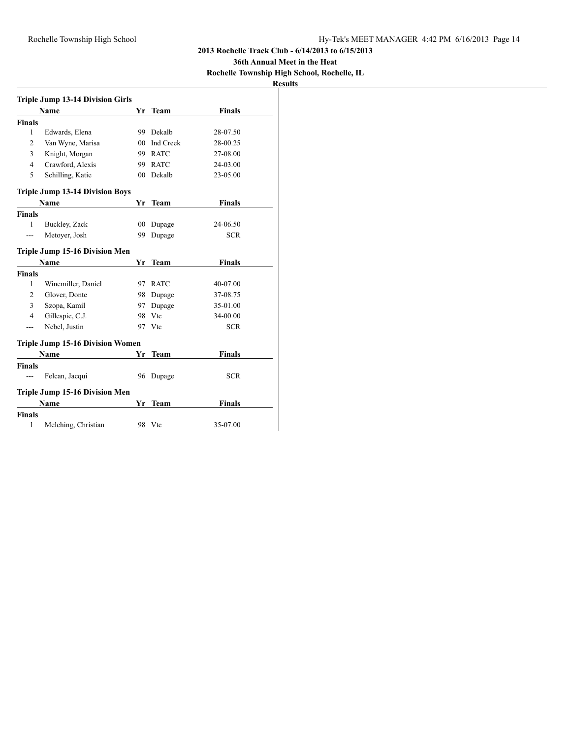## 2013 Rochelle Track Club - 6/14/2013 to 6/15/2013

### 36th Annual Meet in the Heat

### Rochelle Township High School, Rochelle, IL

### Results

**Triple Jump 13-14 Division Girls**

| | Name | Yr | Team | Finals |
|---|---|---|---|---|
| **Finals** | | | | |
| 1 | Edwards, Elena | 99 | Dekalb | 28-07.50 |
| 2 | Van Wyne, Marisa | 00 | Ind Creek | 28-00.25 |
| 3 | Knight, Morgan | 99 | RATC | 27-08.00 |
| 4 | Crawford, Alexis | 99 | RATC | 24-03.00 |
| 5 | Schilling, Katie | 00 | Dekalb | 23-05.00 |

**Triple Jump 13-14 Division Boys**

| | Name | Yr | Team | Finals |
|---|---|---|---|---|
| **Finals** | | | | |
| 1 | Buckley, Zack | 00 | Dupage | 24-06.50 |
| --- | Metoyer, Josh | 99 | Dupage | SCR |

**Triple Jump 15-16 Division Men**

| | Name | Yr | Team | Finals |
|---|---|---|---|---|
| **Finals** | | | | |
| 1 | Winemiller, Daniel | 97 | RATC | 40-07.00 |
| 2 | Glover, Donte | 98 | Dupage | 37-08.75 |
| 3 | Szopa, Kamil | 97 | Dupage | 35-01.00 |
| 4 | Gillespie, C.J. | 98 | Vtc | 34-00.00 |
| --- | Nebel, Justin | 97 | Vtc | SCR |

**Triple Jump 15-16 Division Women**

| | Name | Yr | Team | Finals |
|---|---|---|---|---|
| **Finals** | | | | |
| --- | Felcan, Jacqui | 96 | Dupage | SCR |

**Triple Jump 15-16 Division Men**

| | Name | Yr | Team | Finals |
|---|---|---|---|---|
| **Finals** | | | | |
| 1 | Melching, Christian | 98 | Vtc | 35-07.00 |